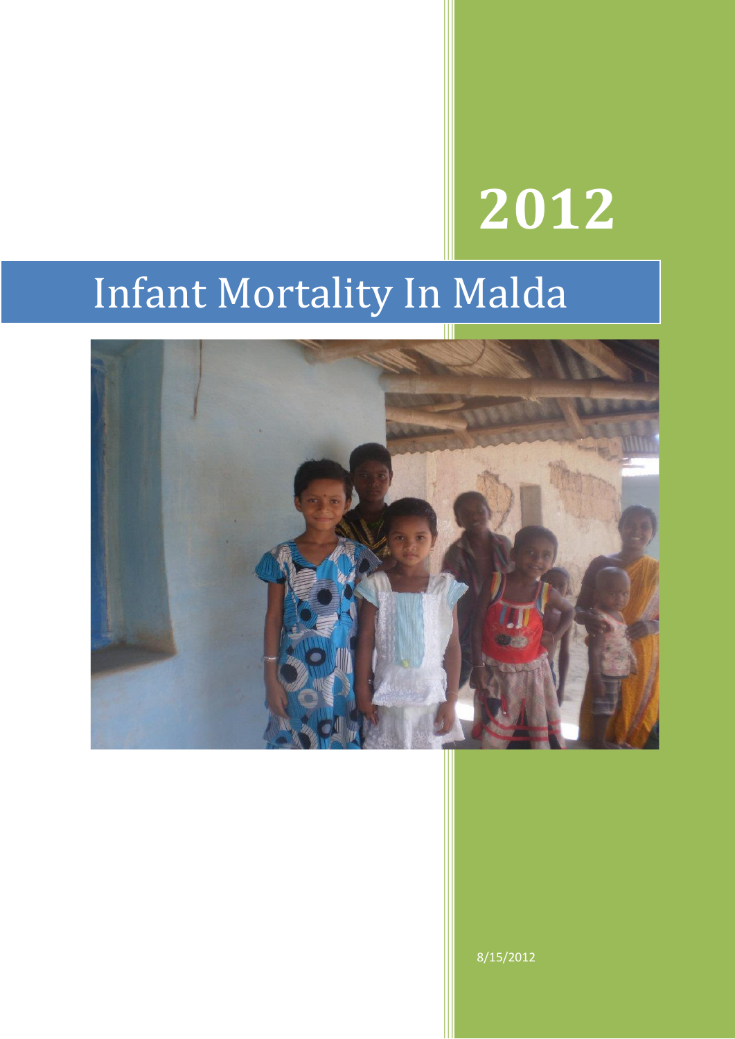# 2012

# Infant Mortality In Malda

8/15/2012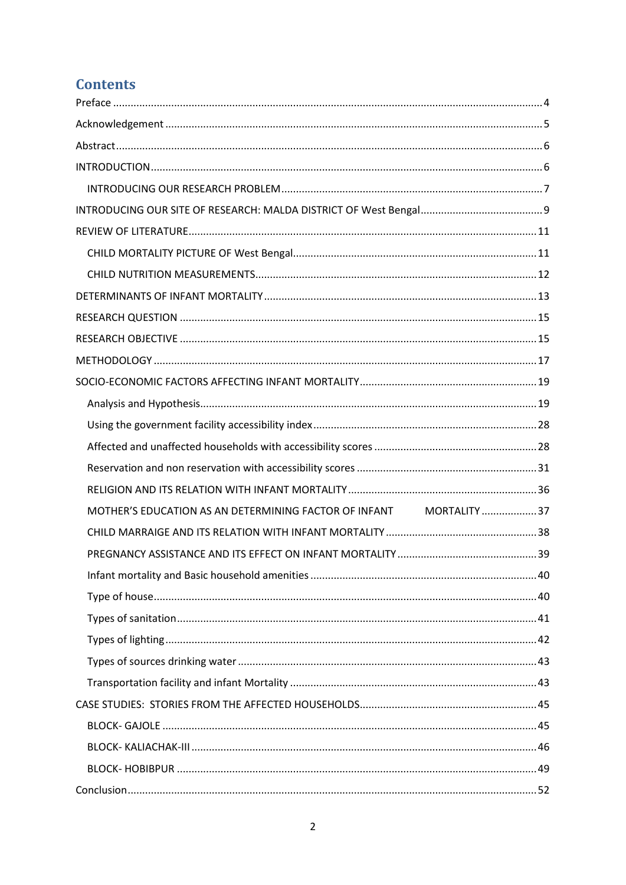# Contents

- Preface ........ 4
- Acknowledgement ........ 5
- Abstract ........ 6
- INTRODUCTION ........ 6
  - INTRODUCING OUR RESEARCH PROBLEM ........ 7
- INTRODUCING OUR SITE OF RESEARCH: MALDA DISTRICT OF West Bengal ........ 9
- REVIEW OF LITERATURE ........ 11
  - CHILD MORTALITY PICTURE OF West Bengal ........ 11
  - CHILD NUTRITION MEASUREMENTS ........ 12
- DETERMINANTS OF INFANT MORTALITY ........ 13
- RESEARCH QUESTION ........ 15
- RESEARCH OBJECTIVE ........ 15
- METHODOLOGY ........ 17
- SOCIO-ECONOMIC FACTORS AFFECTING INFANT MORTALITY ........ 19
  - Analysis and Hypothesis ........ 19
  - Using the government facility accessibility index ........ 28
  - Affected and unaffected households with accessibility scores ........ 28
  - Reservation and non reservation with accessibility scores ........ 31
  - RELIGION AND ITS RELATION WITH INFANT MORTALITY ........ 36
  - MOTHER'S EDUCATION AS AN DETERMINING FACTOR OF INFANT MORTALITY ........ 37
  - CHILD MARRAIGE AND ITS RELATION WITH INFANT MORTALITY ........ 38
  - PREGNANCY ASSISTANCE AND ITS EFFECT ON INFANT MORTALITY ........ 39
  - Infant mortality and Basic household amenities ........ 40
  - Type of house ........ 40
  - Types of sanitation ........ 41
  - Types of lighting ........ 42
  - Types of sources drinking water ........ 43
  - Transportation facility and infant Mortality ........ 43
- CASE STUDIES: STORIES FROM THE AFFECTED HOUSEHOLDS ........ 45
  - BLOCK- GAJOLE ........ 45
  - BLOCK- KALIACHAK-III ........ 46
  - BLOCK- HOBIBPUR ........ 49
- Conclusion ........ 52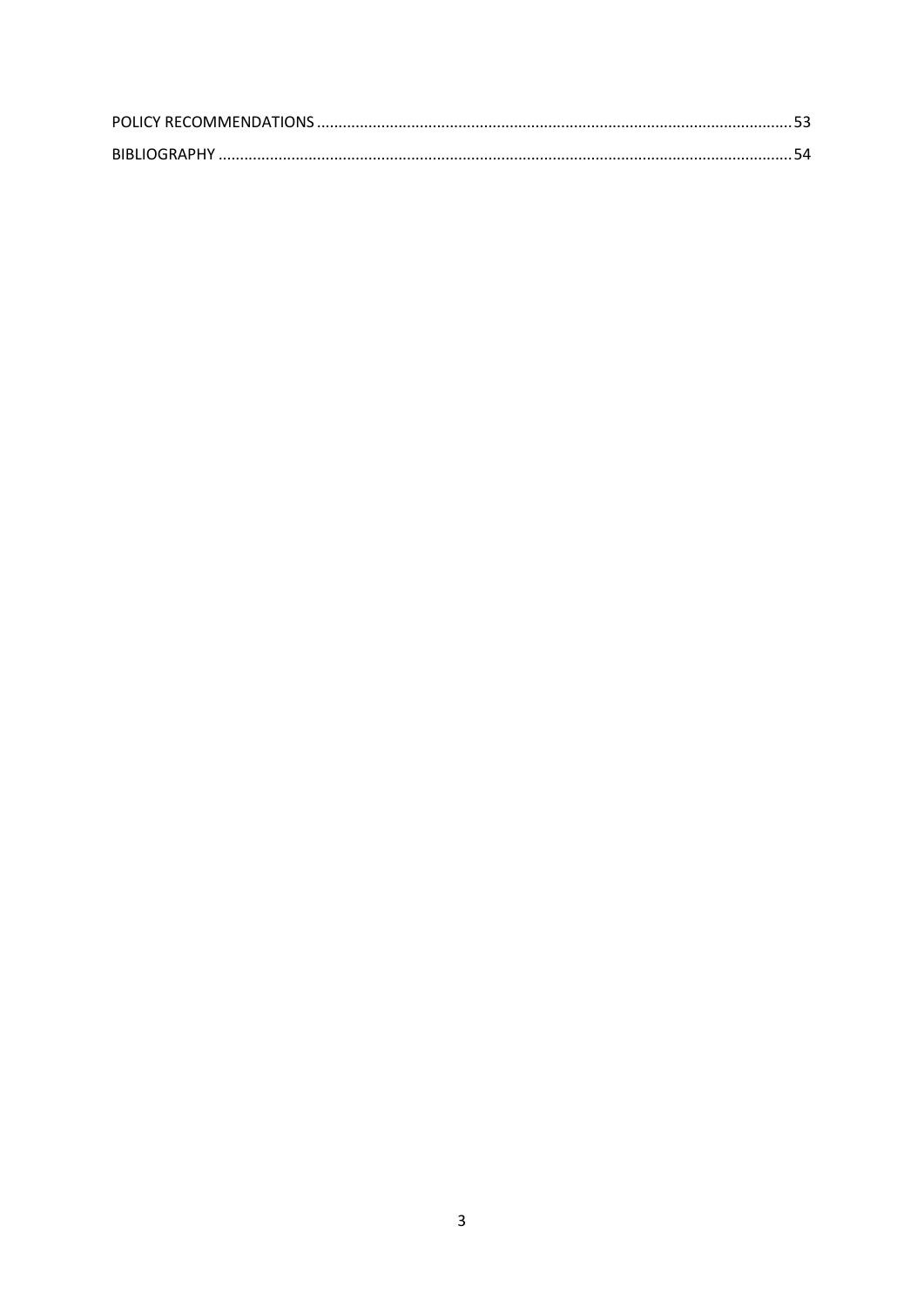POLICY RECOMMENDATIONS ............................................................................................................. 53

BIBLIOGRAPHY ..................................................................................................................... 54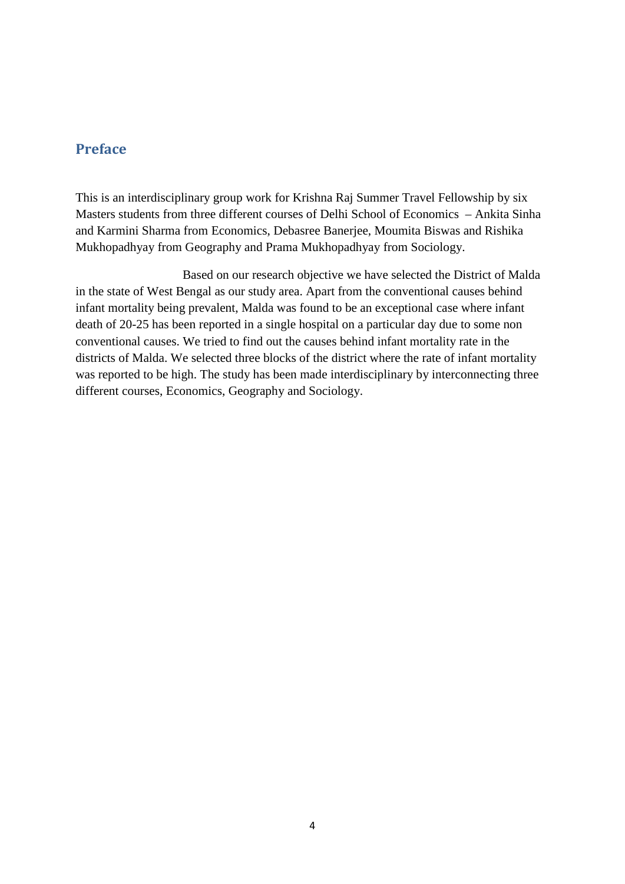## Preface

This is an interdisciplinary group work for Krishna Raj Summer Travel Fellowship by six Masters students from three different courses of Delhi School of Economics – Ankita Sinha and Karmini Sharma from Economics, Debasree Banerjee, Moumita Biswas and Rishika Mukhopadhyay from Geography and Prama Mukhopadhyay from Sociology.

Based on our research objective we have selected the District of Malda in the state of West Bengal as our study area. Apart from the conventional causes behind infant mortality being prevalent, Malda was found to be an exceptional case where infant death of 20-25 has been reported in a single hospital on a particular day due to some non conventional causes. We tried to find out the causes behind infant mortality rate in the districts of Malda. We selected three blocks of the district where the rate of infant mortality was reported to be high. The study has been made interdisciplinary by interconnecting three different courses, Economics, Geography and Sociology.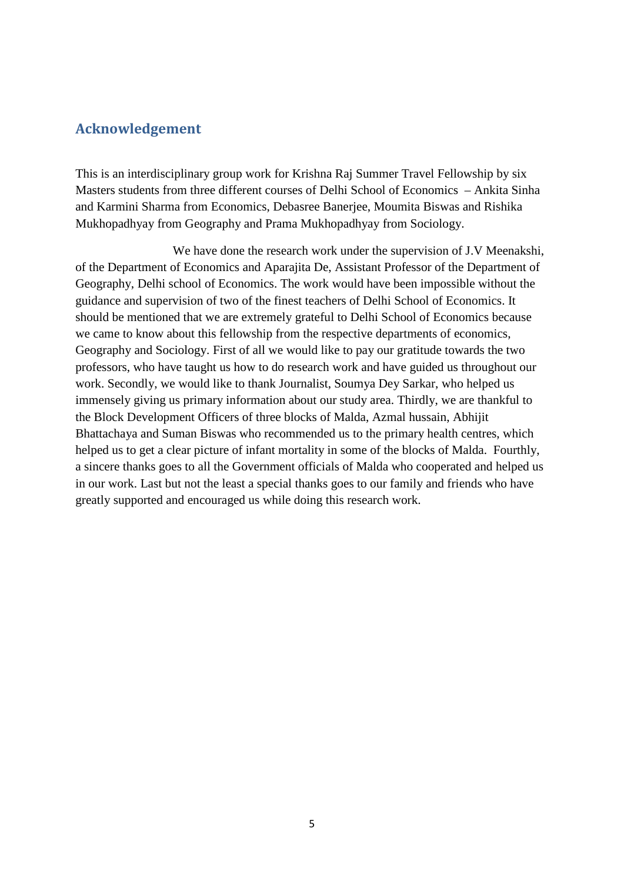## Acknowledgement

This is an interdisciplinary group work for Krishna Raj Summer Travel Fellowship by six Masters students from three different courses of Delhi School of Economics – Ankita Sinha and Karmini Sharma from Economics, Debasree Banerjee, Moumita Biswas and Rishika Mukhopadhyay from Geography and Prama Mukhopadhyay from Sociology.

We have done the research work under the supervision of J.V Meenakshi, of the Department of Economics and Aparajita De, Assistant Professor of the Department of Geography, Delhi school of Economics. The work would have been impossible without the guidance and supervision of two of the finest teachers of Delhi School of Economics. It should be mentioned that we are extremely grateful to Delhi School of Economics because we came to know about this fellowship from the respective departments of economics, Geography and Sociology. First of all we would like to pay our gratitude towards the two professors, who have taught us how to do research work and have guided us throughout our work. Secondly, we would like to thank Journalist, Soumya Dey Sarkar, who helped us immensely giving us primary information about our study area. Thirdly, we are thankful to the Block Development Officers of three blocks of Malda, Azmal hussain, Abhijit Bhattachaya and Suman Biswas who recommended us to the primary health centres, which helped us to get a clear picture of infant mortality in some of the blocks of Malda. Fourthly, a sincere thanks goes to all the Government officials of Malda who cooperated and helped us in our work. Last but not the least a special thanks goes to our family and friends who have greatly supported and encouraged us while doing this research work.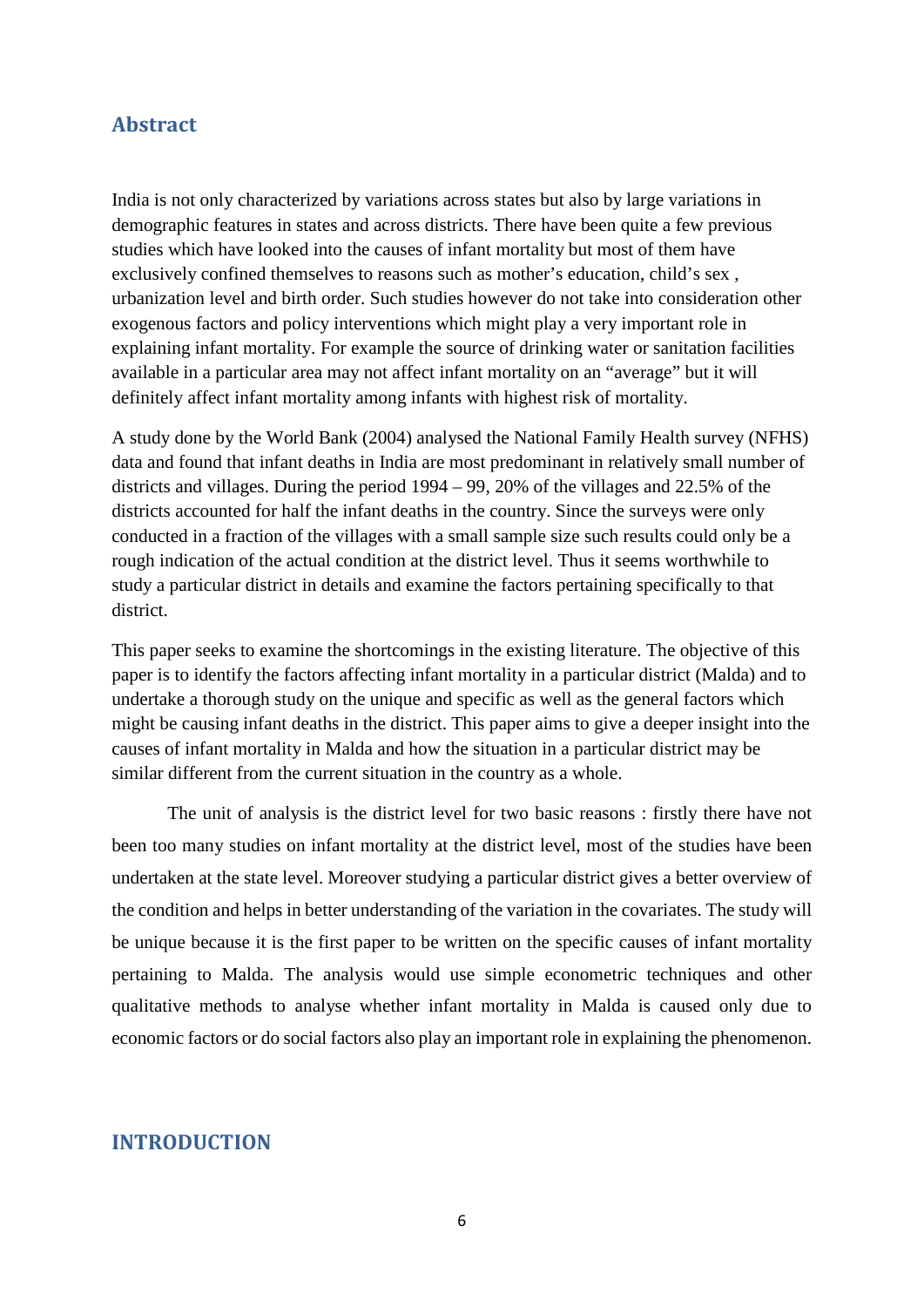## Abstract

India is not only characterized by variations across states but also by large variations in demographic features in states and across districts. There have been quite a few previous studies which have looked into the causes of infant mortality but most of them have exclusively confined themselves to reasons such as mother's education, child's sex , urbanization level and birth order. Such studies however do not take into consideration other exogenous factors and policy interventions which might play a very important role in explaining infant mortality. For example the source of drinking water or sanitation facilities available in a particular area may not affect infant mortality on an "average" but it will definitely affect infant mortality among infants with highest risk of mortality.

A study done by the World Bank (2004) analysed the National Family Health survey (NFHS) data and found that infant deaths in India are most predominant in relatively small number of districts and villages. During the period 1994 – 99, 20% of the villages and 22.5% of the districts accounted for half the infant deaths in the country. Since the surveys were only conducted in a fraction of the villages with a small sample size such results could only be a rough indication of the actual condition at the district level. Thus it seems worthwhile to study a particular district in details and examine the factors pertaining specifically to that district.

This paper seeks to examine the shortcomings in the existing literature. The objective of this paper is to identify the factors affecting infant mortality in a particular district (Malda) and to undertake a thorough study on the unique and specific as well as the general factors which might be causing infant deaths in the district. This paper aims to give a deeper insight into the causes of infant mortality in Malda and how the situation in a particular district may be similar different from the current situation in the country as a whole.

The unit of analysis is the district level for two basic reasons : firstly there have not been too many studies on infant mortality at the district level, most of the studies have been undertaken at the state level. Moreover studying a particular district gives a better overview of the condition and helps in better understanding of the variation in the covariates. The study will be unique because it is the first paper to be written on the specific causes of infant mortality pertaining to Malda. The analysis would use simple econometric techniques and other qualitative methods to analyse whether infant mortality in Malda is caused only due to economic factors or do social factors also play an important role in explaining the phenomenon.

## INTRODUCTION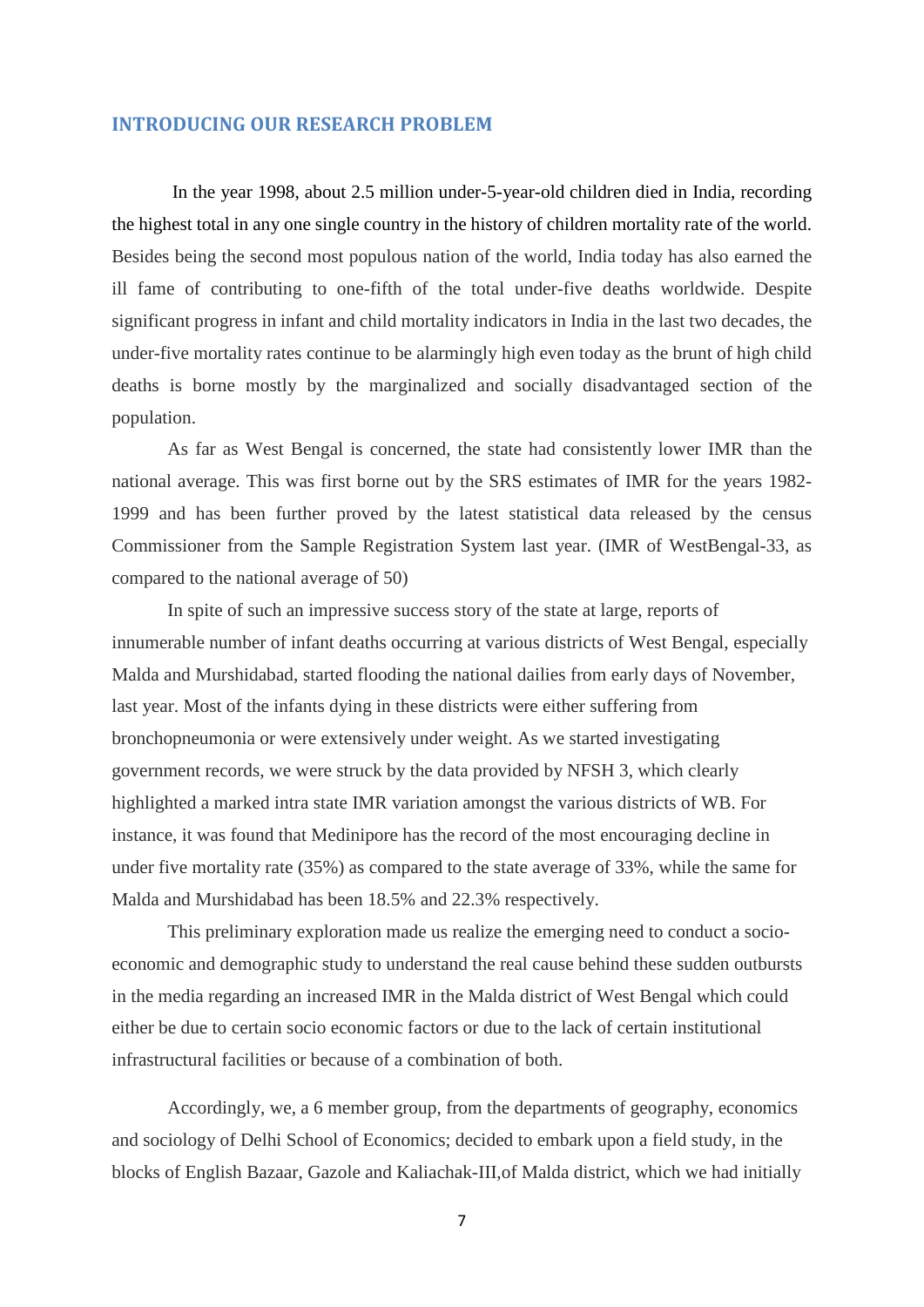## INTRODUCING OUR RESEARCH PROBLEM

In the year 1998, about 2.5 million under-5-year-old children died in India, recording the highest total in any one single country in the history of children mortality rate of the world. Besides being the second most populous nation of the world, India today has also earned the ill fame of contributing to one-fifth of the total under-five deaths worldwide. Despite significant progress in infant and child mortality indicators in India in the last two decades, the under-five mortality rates continue to be alarmingly high even today as the brunt of high child deaths is borne mostly by the marginalized and socially disadvantaged section of the population.

As far as West Bengal is concerned, the state had consistently lower IMR than the national average. This was first borne out by the SRS estimates of IMR for the years 1982-1999 and has been further proved by the latest statistical data released by the census Commissioner from the Sample Registration System last year. (IMR of WestBengal-33, as compared to the national average of 50)

In spite of such an impressive success story of the state at large, reports of innumerable number of infant deaths occurring at various districts of West Bengal, especially Malda and Murshidabad, started flooding the national dailies from early days of November, last year. Most of the infants dying in these districts were either suffering from bronchopneumonia or were extensively under weight. As we started investigating government records, we were struck by the data provided by NFSH 3, which clearly highlighted a marked intra state IMR variation amongst the various districts of WB. For instance, it was found that Medinipore has the record of the most encouraging decline in under five mortality rate (35%) as compared to the state average of 33%, while the same for Malda and Murshidabad has been 18.5% and 22.3% respectively.

This preliminary exploration made us realize the emerging need to conduct a socio-economic and demographic study to understand the real cause behind these sudden outbursts in the media regarding an increased IMR in the Malda district of West Bengal which could either be due to certain socio economic factors or due to the lack of certain institutional infrastructural facilities or because of a combination of both.

Accordingly, we, a 6 member group, from the departments of geography, economics and sociology of Delhi School of Economics; decided to embark upon a field study, in the blocks of English Bazaar, Gazole and Kaliachak-III,of Malda district, which we had initially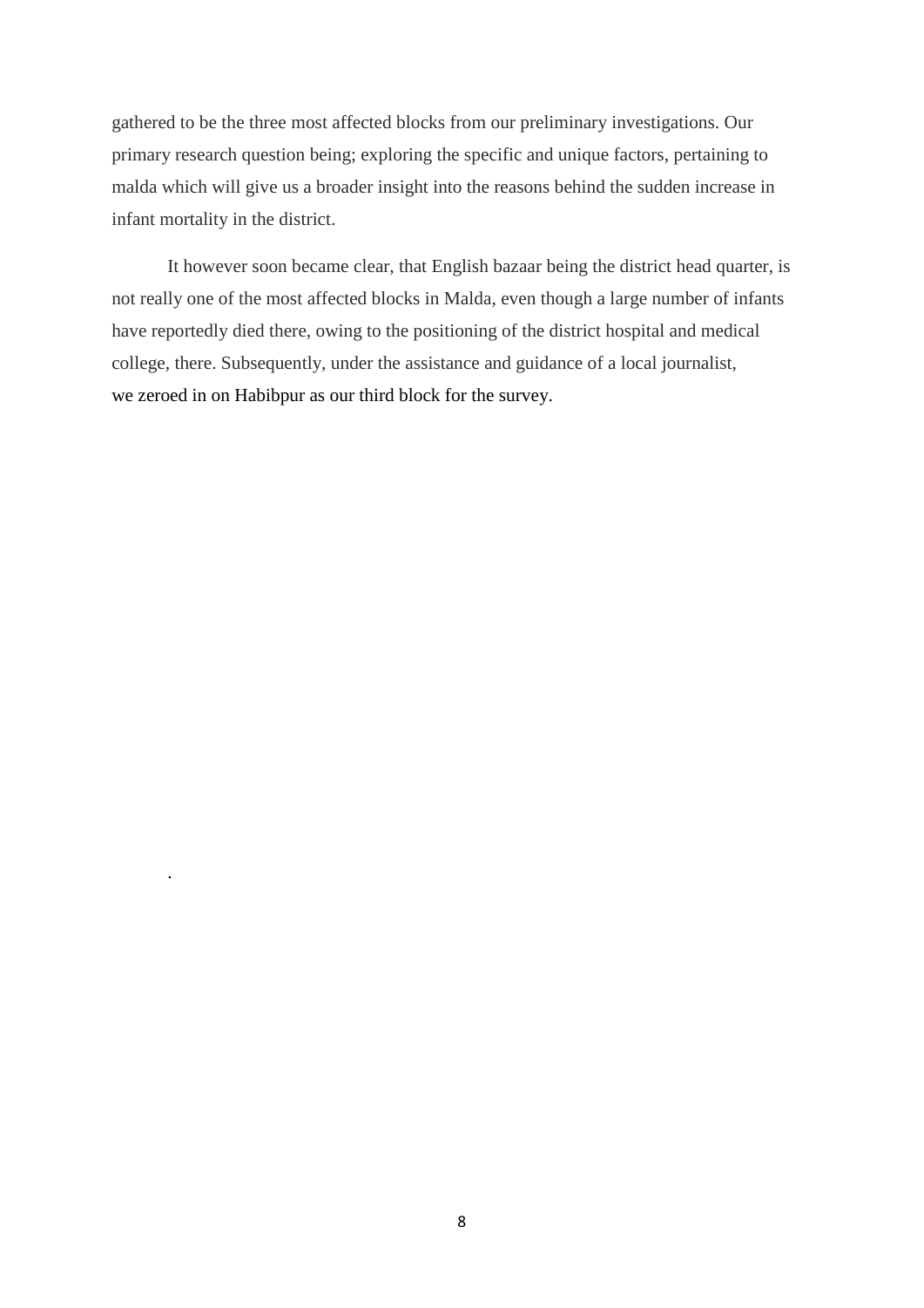gathered to be the three most affected blocks from our preliminary investigations. Our primary research question being; exploring the specific and unique factors, pertaining to malda which will give us a broader insight into the reasons behind the sudden increase in infant mortality in the district.

It however soon became clear, that English bazaar being the district head quarter, is not really one of the most affected blocks in Malda, even though a large number of infants have reportedly died there, owing to the positioning of the district hospital and medical college, there. Subsequently, under the assistance and guidance of a local journalist, we zeroed in on Habibpur as our third block for the survey.

.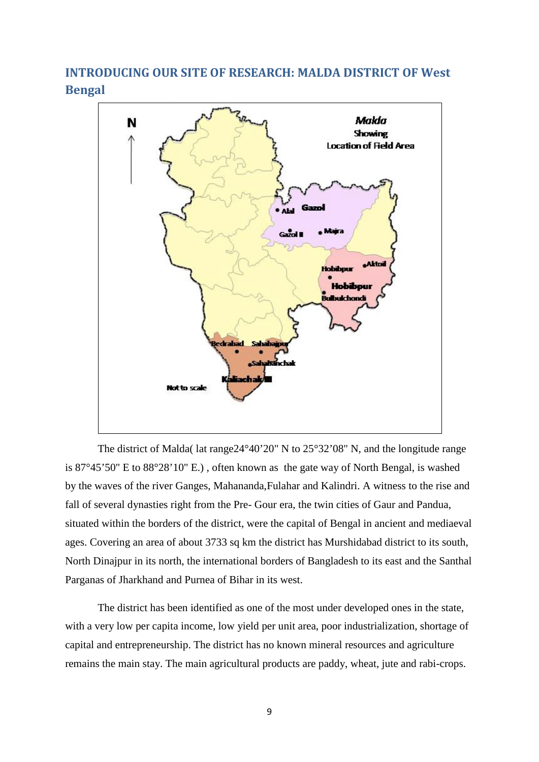## INTRODUCING OUR SITE OF RESEARCH: MALDA DISTRICT OF West Bengal

The district of Malda( lat range24°40'20" N to 25°32'08" N, and the longitude range is 87°45'50" E to 88°28'10" E.) , often known as the gate way of North Bengal, is washed by the waves of the river Ganges, Mahananda,Fulahar and Kalindri. A witness to the rise and fall of several dynasties right from the Pre- Gour era, the twin cities of Gaur and Pandua, situated within the borders of the district, were the capital of Bengal in ancient and mediaeval ages. Covering an area of about 3733 sq km the district has Murshidabad district to its south, North Dinajpur in its north, the international borders of Bangladesh to its east and the Santhal Parganas of Jharkhand and Purnea of Bihar in its west.

The district has been identified as one of the most under developed ones in the state, with a very low per capita income, low yield per unit area, poor industrialization, shortage of capital and entrepreneurship. The district has no known mineral resources and agriculture remains the main stay. The main agricultural products are paddy, wheat, jute and rabi-crops.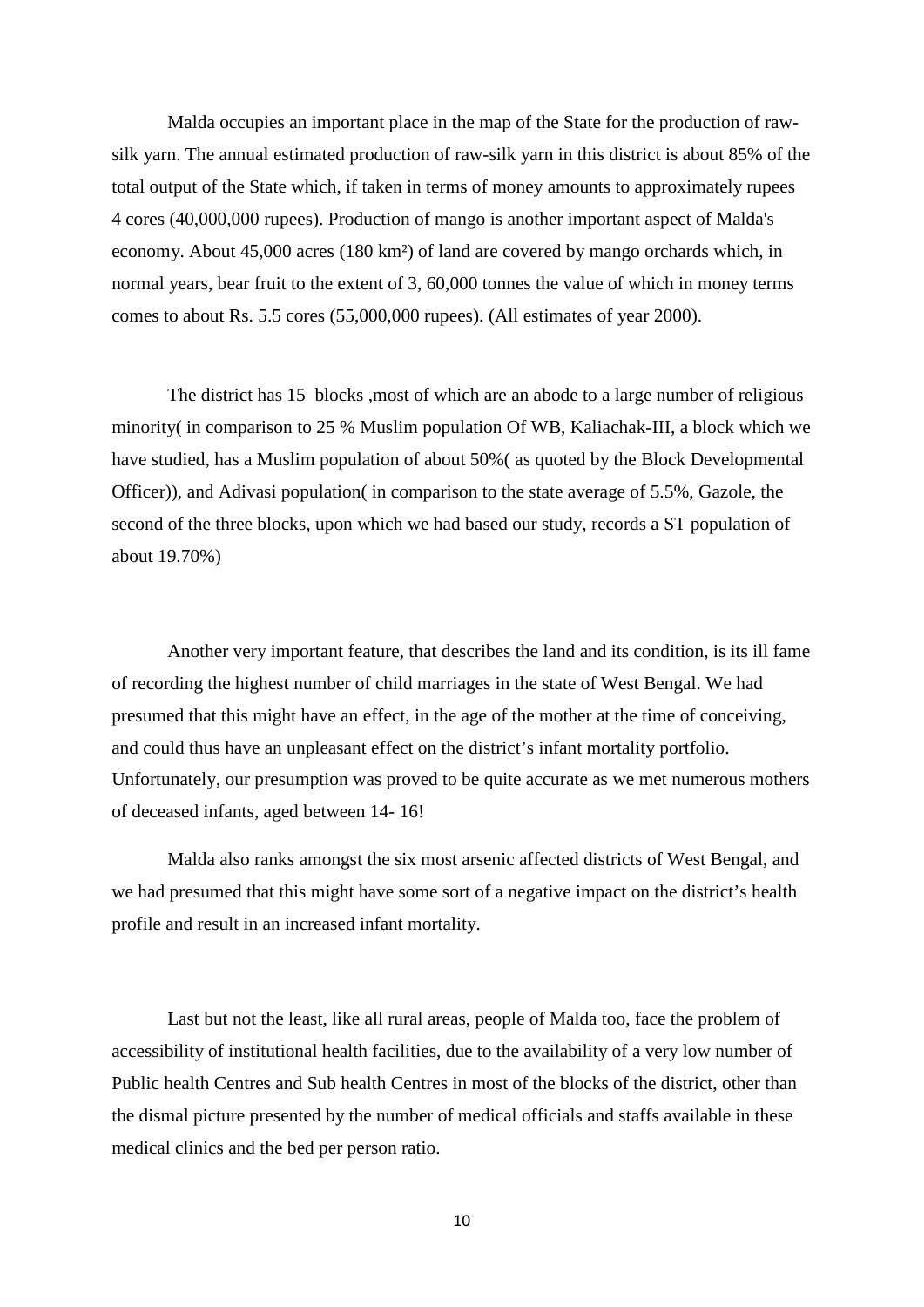Malda occupies an important place in the map of the State for the production of raw-silk yarn. The annual estimated production of raw-silk yarn in this district is about 85% of the total output of the State which, if taken in terms of money amounts to approximately rupees 4 cores (40,000,000 rupees). Production of mango is another important aspect of Malda's economy. About 45,000 acres (180 km²) of land are covered by mango orchards which, in normal years, bear fruit to the extent of 3, 60,000 tonnes the value of which in money terms comes to about Rs. 5.5 cores (55,000,000 rupees). (All estimates of year 2000).

The district has 15 blocks ,most of which are an abode to a large number of religious minority( in comparison to 25 % Muslim population Of WB, Kaliachak-III, a block which we have studied, has a Muslim population of about 50%( as quoted by the Block Developmental Officer)), and Adivasi population( in comparison to the state average of 5.5%, Gazole, the second of the three blocks, upon which we had based our study, records a ST population of about 19.70%)

Another very important feature, that describes the land and its condition, is its ill fame of recording the highest number of child marriages in the state of West Bengal. We had presumed that this might have an effect, in the age of the mother at the time of conceiving, and could thus have an unpleasant effect on the district's infant mortality portfolio. Unfortunately, our presumption was proved to be quite accurate as we met numerous mothers of deceased infants, aged between 14- 16!

Malda also ranks amongst the six most arsenic affected districts of West Bengal, and we had presumed that this might have some sort of a negative impact on the district's health profile and result in an increased infant mortality.

Last but not the least, like all rural areas, people of Malda too, face the problem of accessibility of institutional health facilities, due to the availability of a very low number of Public health Centres and Sub health Centres in most of the blocks of the district, other than the dismal picture presented by the number of medical officials and staffs available in these medical clinics and the bed per person ratio.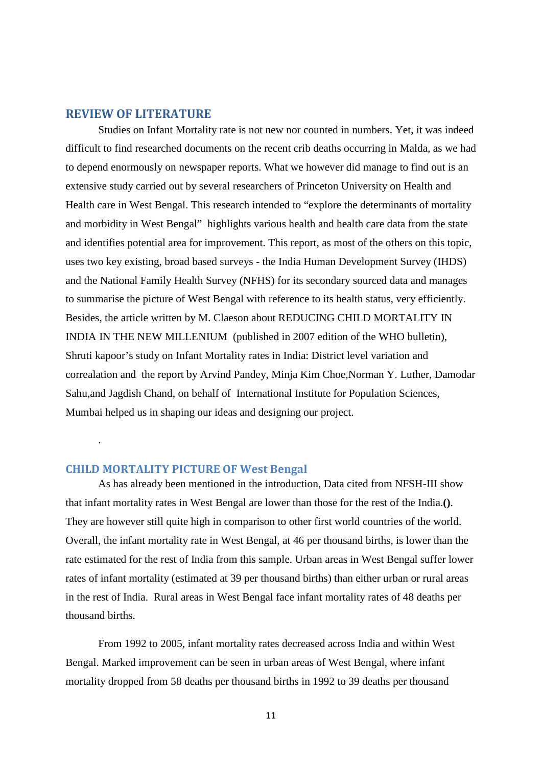## REVIEW OF LITERATURE

Studies on Infant Mortality rate is not new nor counted in numbers. Yet, it was indeed difficult to find researched documents on the recent crib deaths occurring in Malda, as we had to depend enormously on newspaper reports. What we however did manage to find out is an extensive study carried out by several researchers of Princeton University on Health and Health care in West Bengal. This research intended to "explore the determinants of mortality and morbidity in West Bengal" highlights various health and health care data from the state and identifies potential area for improvement. This report, as most of the others on this topic, uses two key existing, broad based surveys - the India Human Development Survey (IHDS) and the National Family Health Survey (NFHS) for its secondary sourced data and manages to summarise the picture of West Bengal with reference to its health status, very efficiently. Besides, the article written by M. Claeson about REDUCING CHILD MORTALITY IN INDIA IN THE NEW MILLENIUM (published in 2007 edition of the WHO bulletin), Shruti kapoor's study on Infant Mortality rates in India: District level variation and correalation and the report by Arvind Pandey, Minja Kim Choe,Norman Y. Luther, Damodar Sahu,and Jagdish Chand, on behalf of International Institute for Population Sciences, Mumbai helped us in shaping our ideas and designing our project.

.

## CHILD MORTALITY PICTURE OF West Bengal

As has already been mentioned in the introduction, Data cited from NFSH-III show that infant mortality rates in West Bengal are lower than those for the rest of the India.**()**. They are however still quite high in comparison to other first world countries of the world. Overall, the infant mortality rate in West Bengal, at 46 per thousand births, is lower than the rate estimated for the rest of India from this sample. Urban areas in West Bengal suffer lower rates of infant mortality (estimated at 39 per thousand births) than either urban or rural areas in the rest of India. Rural areas in West Bengal face infant mortality rates of 48 deaths per thousand births.

From 1992 to 2005, infant mortality rates decreased across India and within West Bengal. Marked improvement can be seen in urban areas of West Bengal, where infant mortality dropped from 58 deaths per thousand births in 1992 to 39 deaths per thousand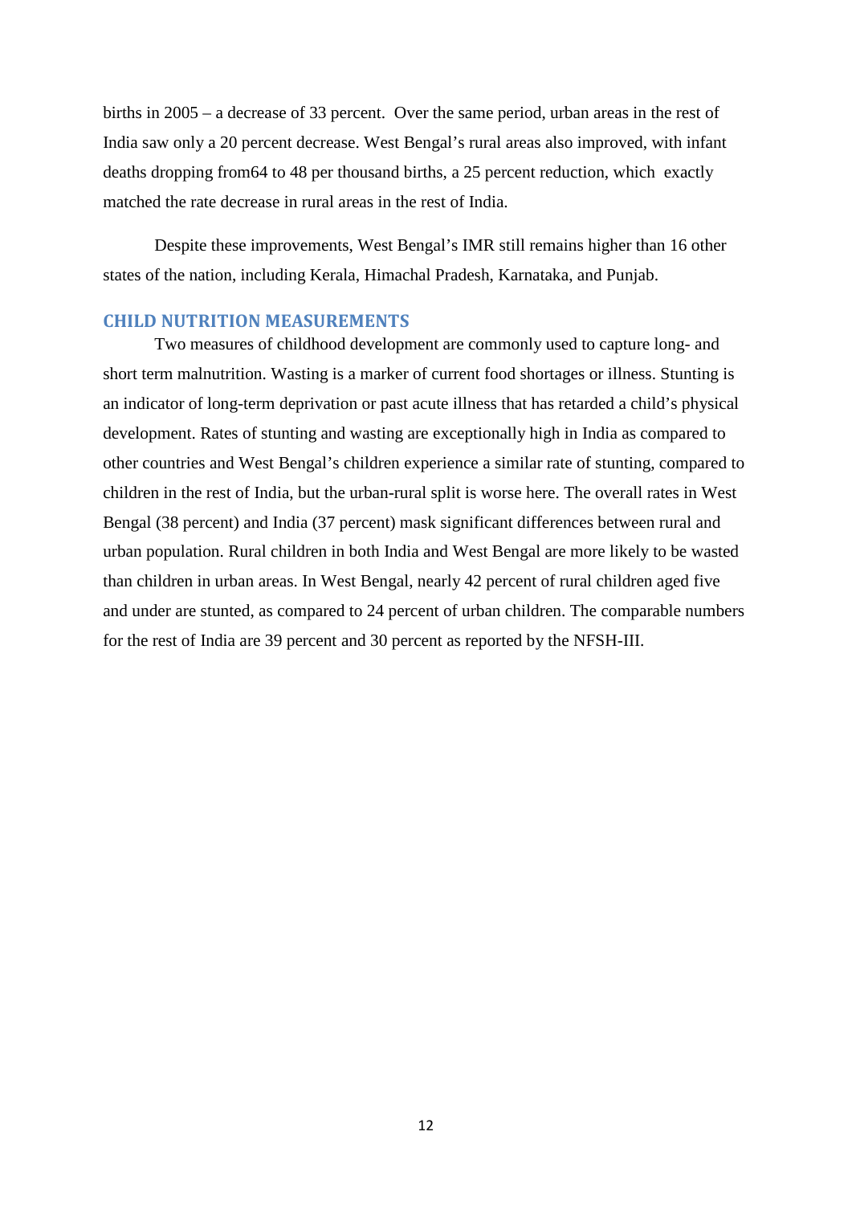births in 2005 – a decrease of 33 percent. Over the same period, urban areas in the rest of India saw only a 20 percent decrease. West Bengal's rural areas also improved, with infant deaths dropping from64 to 48 per thousand births, a 25 percent reduction, which exactly matched the rate decrease in rural areas in the rest of India.

Despite these improvements, West Bengal's IMR still remains higher than 16 other states of the nation, including Kerala, Himachal Pradesh, Karnataka, and Punjab.

## CHILD NUTRITION MEASUREMENTS

Two measures of childhood development are commonly used to capture long- and short term malnutrition. Wasting is a marker of current food shortages or illness. Stunting is an indicator of long-term deprivation or past acute illness that has retarded a child's physical development. Rates of stunting and wasting are exceptionally high in India as compared to other countries and West Bengal's children experience a similar rate of stunting, compared to children in the rest of India, but the urban-rural split is worse here. The overall rates in West Bengal (38 percent) and India (37 percent) mask significant differences between rural and urban population. Rural children in both India and West Bengal are more likely to be wasted than children in urban areas. In West Bengal, nearly 42 percent of rural children aged five and under are stunted, as compared to 24 percent of urban children. The comparable numbers for the rest of India are 39 percent and 30 percent as reported by the NFSH-III.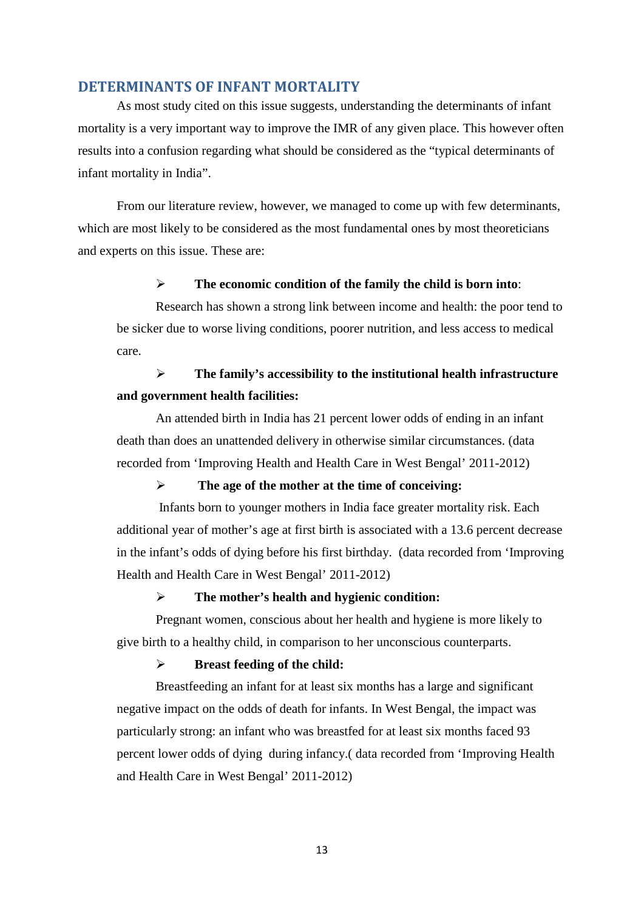## DETERMINANTS OF INFANT MORTALITY

As most study cited on this issue suggests, understanding the determinants of infant mortality is a very important way to improve the IMR of any given place. This however often results into a confusion regarding what should be considered as the "typical determinants of infant mortality in India".

From our literature review, however, we managed to come up with few determinants, which are most likely to be considered as the most fundamental ones by most theoreticians and experts on this issue. These are:

- **The economic condition of the family the child is born into**:

  Research has shown a strong link between income and health: the poor tend to be sicker due to worse living conditions, poorer nutrition, and less access to medical care.

- **The family's accessibility to the institutional health infrastructure and government health facilities:**

  An attended birth in India has 21 percent lower odds of ending in an infant death than does an unattended delivery in otherwise similar circumstances. (data recorded from 'Improving Health and Health Care in West Bengal' 2011-2012)

- **The age of the mother at the time of conceiving:**

  Infants born to younger mothers in India face greater mortality risk. Each additional year of mother's age at first birth is associated with a 13.6 percent decrease in the infant's odds of dying before his first birthday. (data recorded from 'Improving Health and Health Care in West Bengal' 2011-2012)

- **The mother's health and hygienic condition:**

  Pregnant women, conscious about her health and hygiene is more likely to give birth to a healthy child, in comparison to her unconscious counterparts.

- **Breast feeding of the child:**

  Breastfeeding an infant for at least six months has a large and significant negative impact on the odds of death for infants. In West Bengal, the impact was particularly strong: an infant who was breastfed for at least six months faced 93 percent lower odds of dying during infancy.( data recorded from 'Improving Health and Health Care in West Bengal' 2011-2012)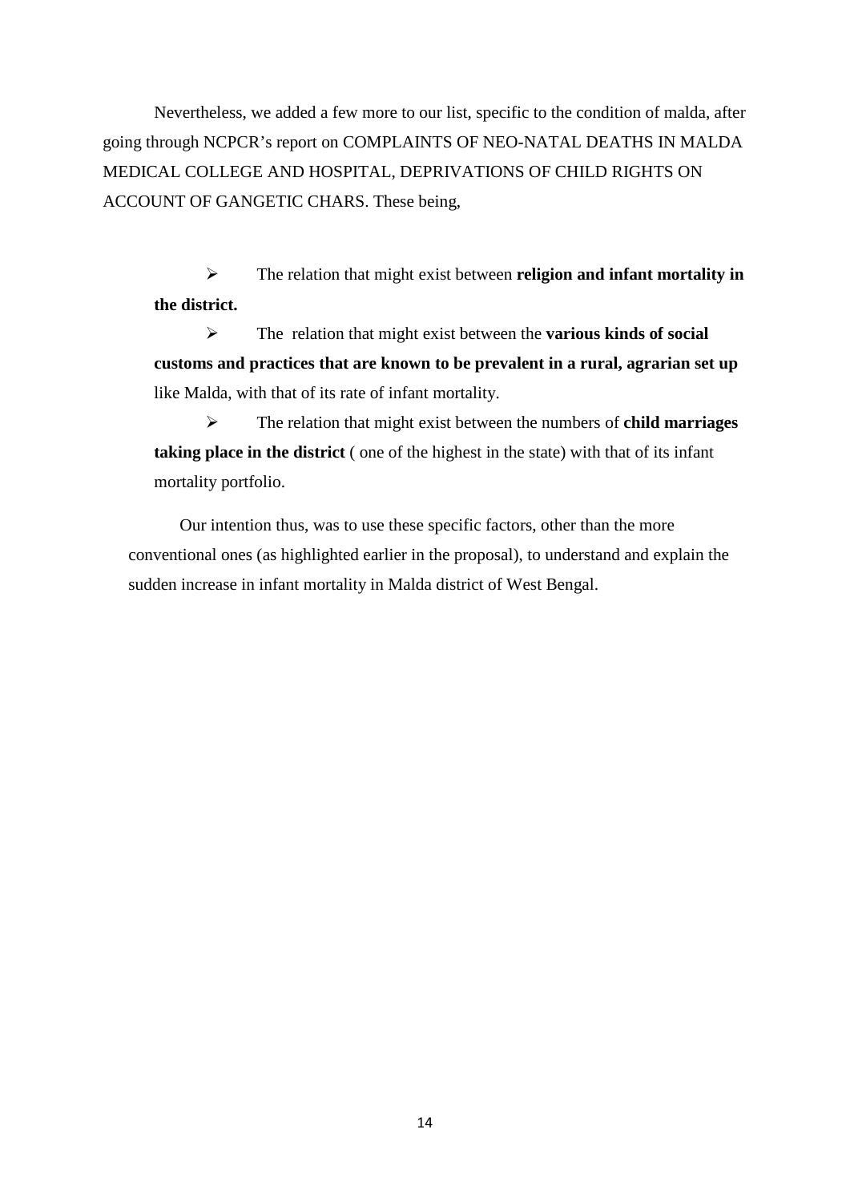Nevertheless, we added a few more to our list, specific to the condition of malda, after going through NCPCR's report on COMPLAINTS OF NEO-NATAL DEATHS IN MALDA MEDICAL COLLEGE AND HOSPITAL, DEPRIVATIONS OF CHILD RIGHTS ON ACCOUNT OF GANGETIC CHARS. These being,

- The relation that might exist between **religion and infant mortality in the district.**
- The relation that might exist between the **various kinds of social customs and practices that are known to be prevalent in a rural, agrarian set up** like Malda, with that of its rate of infant mortality.
- The relation that might exist between the numbers of **child marriages taking place in the district** ( one of the highest in the state) with that of its infant mortality portfolio.

Our intention thus, was to use these specific factors, other than the more conventional ones (as highlighted earlier in the proposal), to understand and explain the sudden increase in infant mortality in Malda district of West Bengal.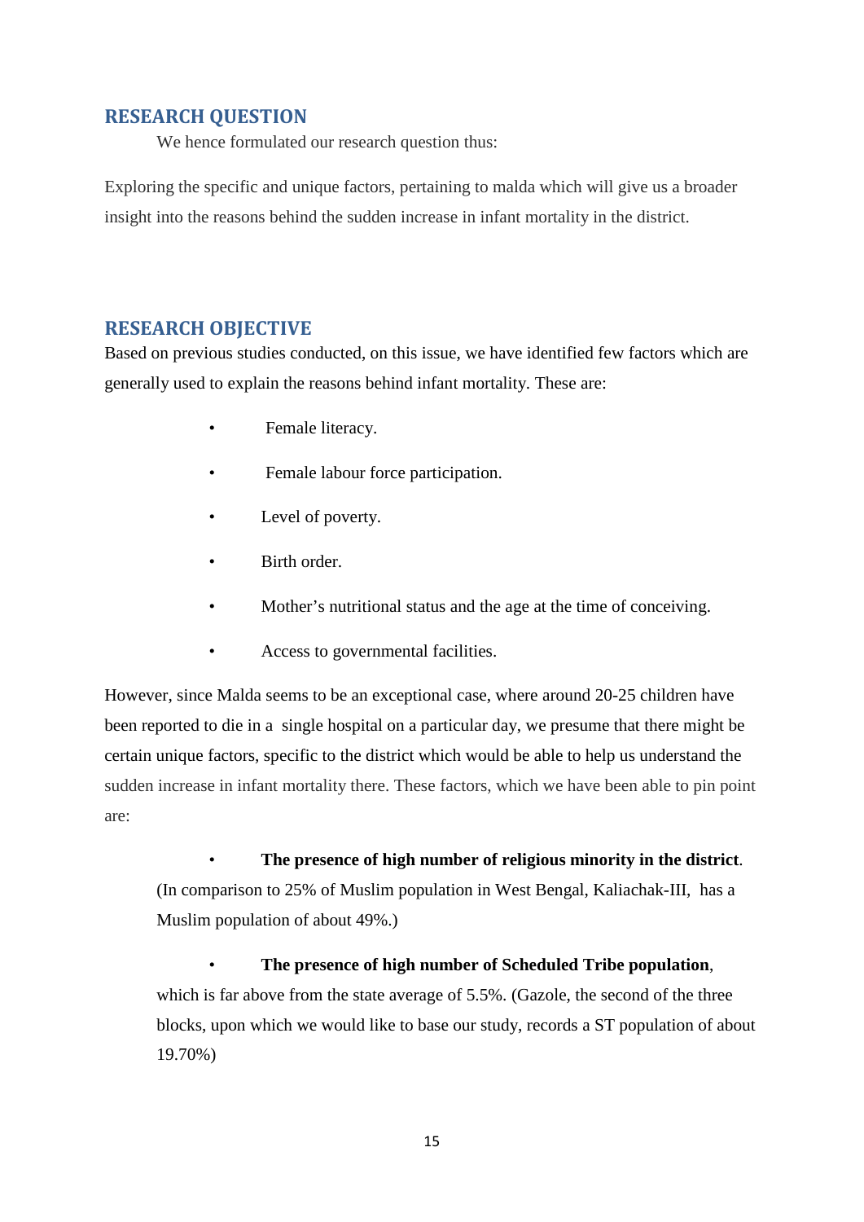## RESEARCH QUESTION

We hence formulated our research question thus:

Exploring the specific and unique factors, pertaining to malda which will give us a broader insight into the reasons behind the sudden increase in infant mortality in the district.

## RESEARCH OBJECTIVE

Based on previous studies conducted, on this issue, we have identified few factors which are generally used to explain the reasons behind infant mortality. These are:

- Female literacy.
- Female labour force participation.
- Level of poverty.
- Birth order.
- Mother's nutritional status and the age at the time of conceiving.
- Access to governmental facilities.

However, since Malda seems to be an exceptional case, where around 20-25 children have been reported to die in a single hospital on a particular day, we presume that there might be certain unique factors, specific to the district which would be able to help us understand the sudden increase in infant mortality there. These factors, which we have been able to pin point are:

- **The presence of high number of religious minority in the district**. (In comparison to 25% of Muslim population in West Bengal, Kaliachak-III, has a Muslim population of about 49%.)
- **The presence of high number of Scheduled Tribe population**, which is far above from the state average of 5.5%. (Gazole, the second of the three blocks, upon which we would like to base our study, records a ST population of about 19.70%)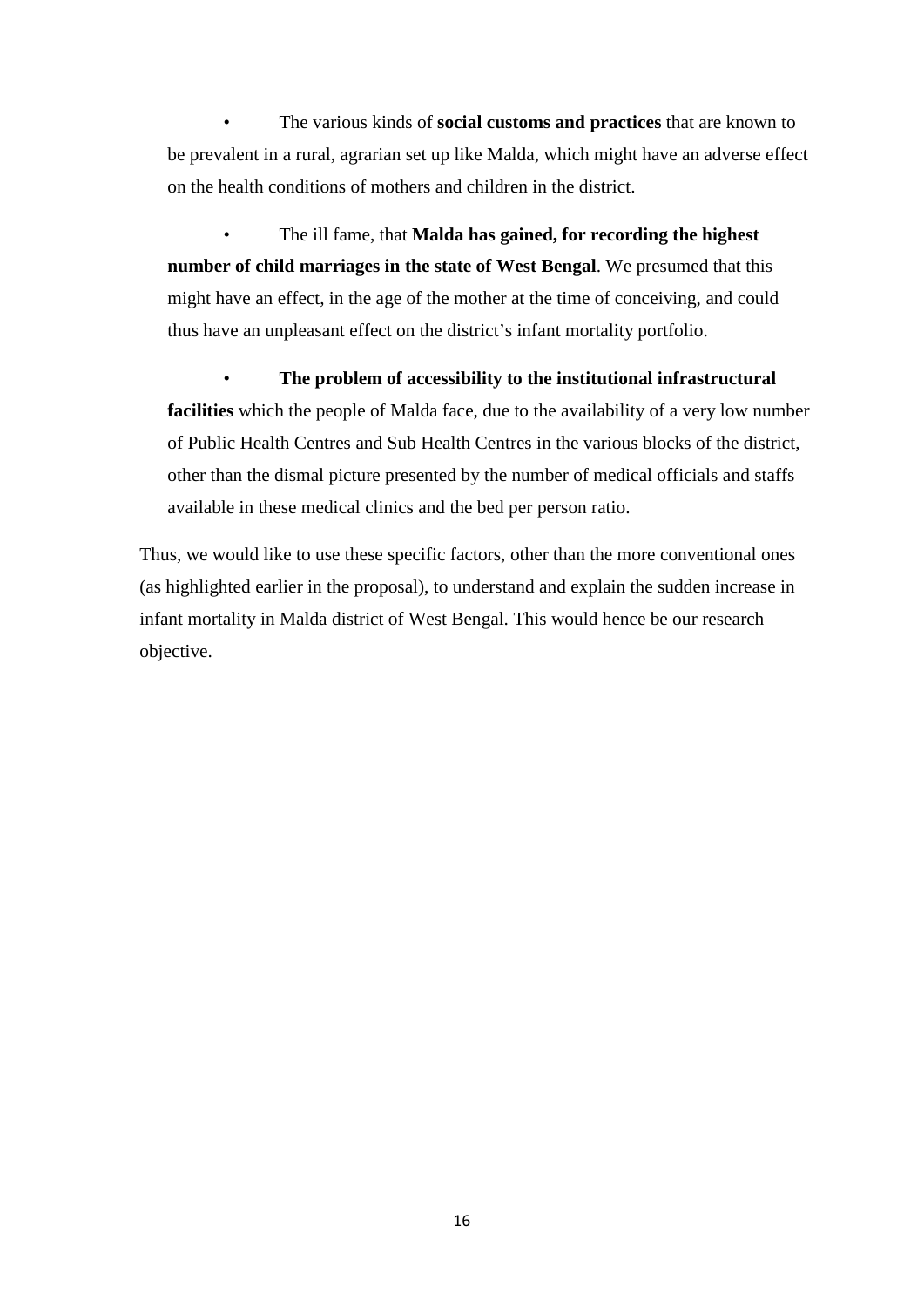- The various kinds of **social customs and practices** that are known to be prevalent in a rural, agrarian set up like Malda, which might have an adverse effect on the health conditions of mothers and children in the district.

- The ill fame, that **Malda has gained, for recording the highest number of child marriages in the state of West Bengal**. We presumed that this might have an effect, in the age of the mother at the time of conceiving, and could thus have an unpleasant effect on the district's infant mortality portfolio.

- **The problem of accessibility to the institutional infrastructural facilities** which the people of Malda face, due to the availability of a very low number of Public Health Centres and Sub Health Centres in the various blocks of the district, other than the dismal picture presented by the number of medical officials and staffs available in these medical clinics and the bed per person ratio.

Thus, we would like to use these specific factors, other than the more conventional ones (as highlighted earlier in the proposal), to understand and explain the sudden increase in infant mortality in Malda district of West Bengal. This would hence be our research objective.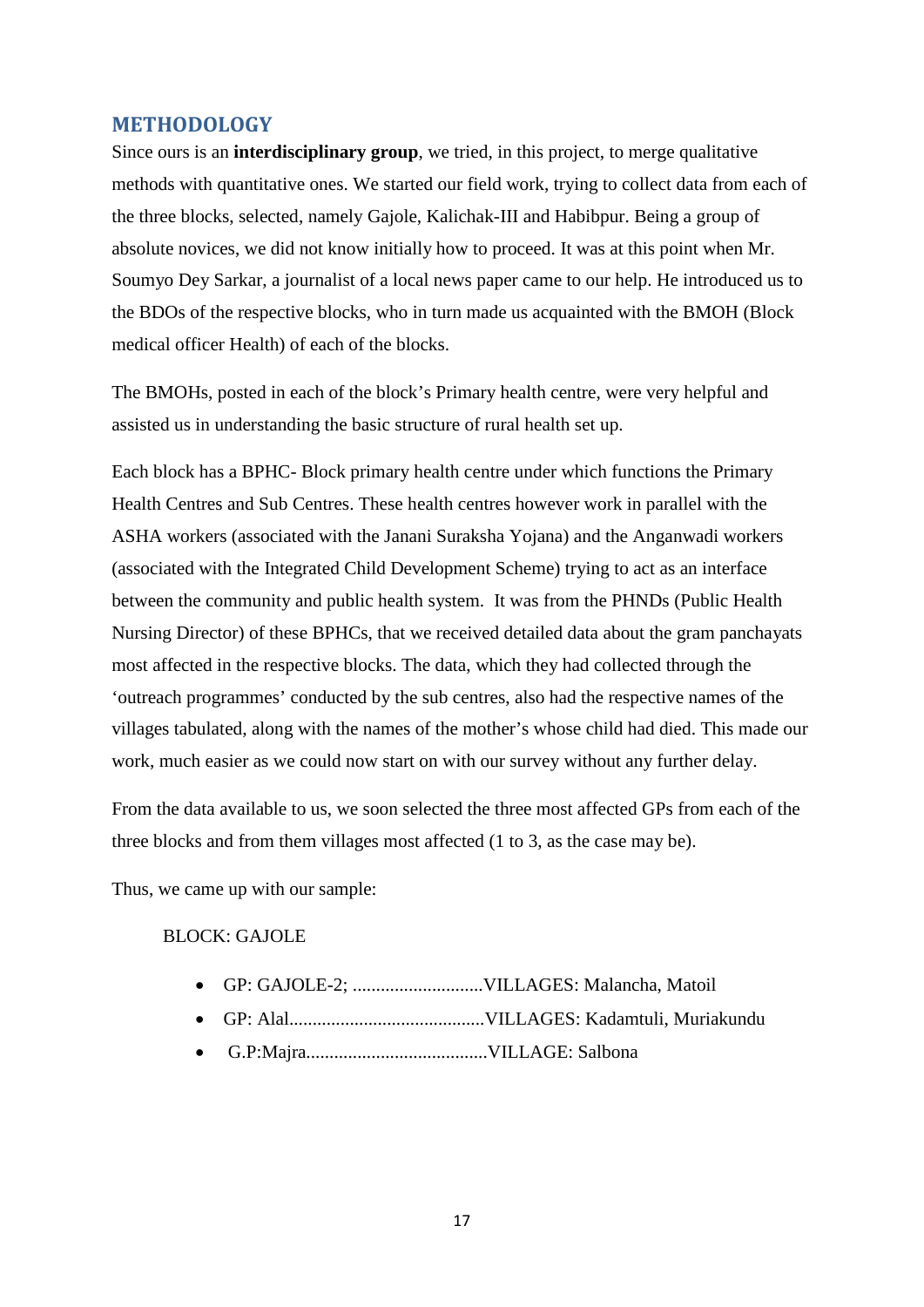## METHODOLOGY

Since ours is an **interdisciplinary group**, we tried, in this project, to merge qualitative methods with quantitative ones. We started our field work, trying to collect data from each of the three blocks, selected, namely Gajole, Kalichak-III and Habibpur. Being a group of absolute novices, we did not know initially how to proceed. It was at this point when Mr. Soumyo Dey Sarkar, a journalist of a local news paper came to our help. He introduced us to the BDOs of the respective blocks, who in turn made us acquainted with the BMOH (Block medical officer Health) of each of the blocks.

The BMOHs, posted in each of the block's Primary health centre, were very helpful and assisted us in understanding the basic structure of rural health set up.

Each block has a BPHC- Block primary health centre under which functions the Primary Health Centres and Sub Centres. These health centres however work in parallel with the ASHA workers (associated with the Janani Suraksha Yojana) and the Anganwadi workers (associated with the Integrated Child Development Scheme) trying to act as an interface between the community and public health system. It was from the PHNDs (Public Health Nursing Director) of these BPHCs, that we received detailed data about the gram panchayats most affected in the respective blocks. The data, which they had collected through the 'outreach programmes' conducted by the sub centres, also had the respective names of the villages tabulated, along with the names of the mother's whose child had died. This made our work, much easier as we could now start on with our survey without any further delay.

From the data available to us, we soon selected the three most affected GPs from each of the three blocks and from them villages most affected (1 to 3, as the case may be).

Thus, we came up with our sample:

BLOCK: GAJOLE

- GP: GAJOLE-2; ............................VILLAGES: Malancha, Matoil
- GP: Alal..........................................VILLAGES: Kadamtuli, Muriakundu
- G.P:Majra.......................................VILLAGE: Salbona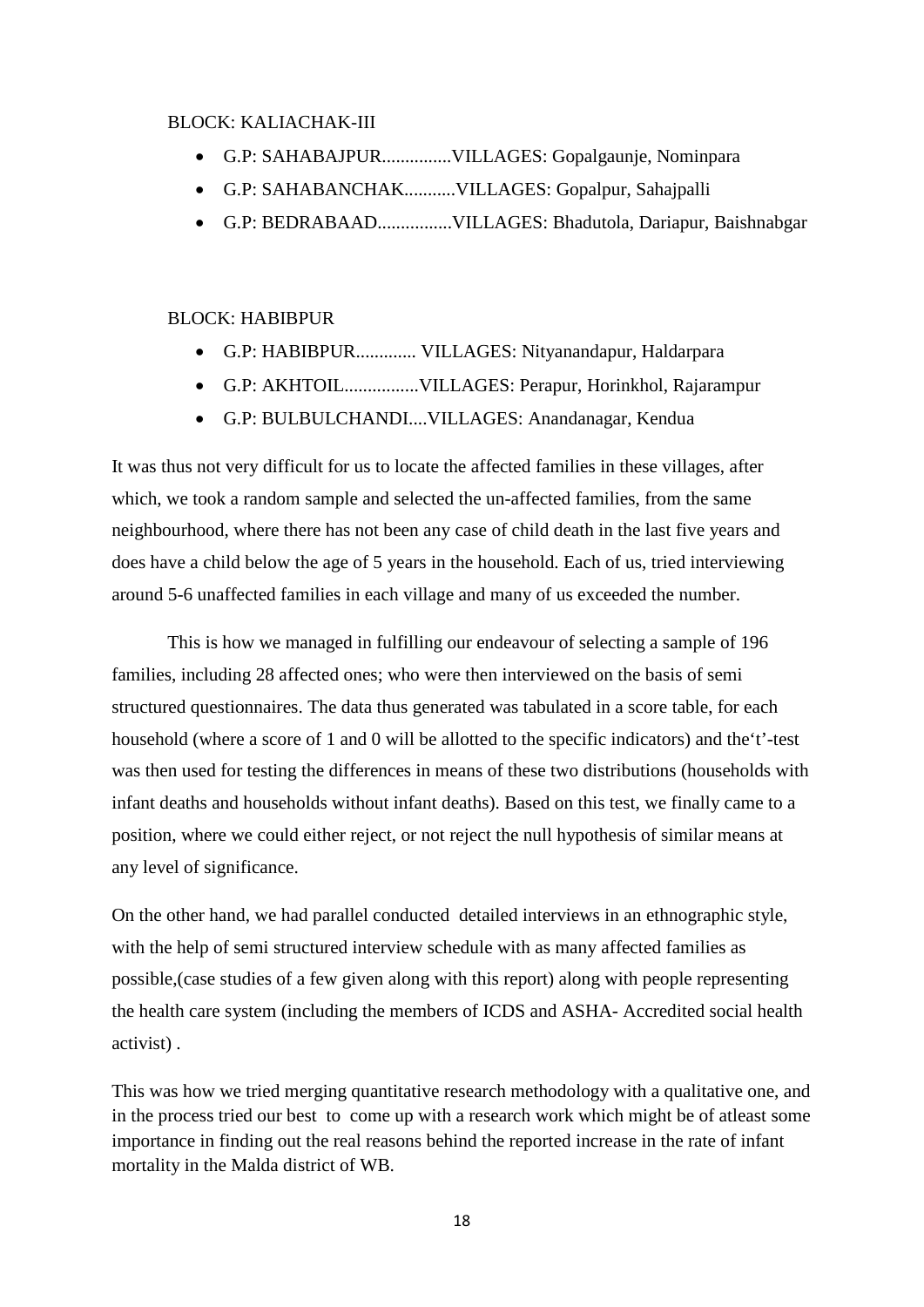BLOCK: KALIACHAK-III

- G.P: SAHABAJPUR...............VILLAGES: Gopalgaunje, Nominpara
- G.P: SAHABANCHAK...........VILLAGES: Gopalpur, Sahajpalli
- G.P: BEDRABAAD................VILLAGES: Bhadutola, Dariapur, Baishnabgar

BLOCK: HABIBPUR

- G.P: HABIBPUR............. VILLAGES: Nityanandapur, Haldarpara
- G.P: AKHTOIL................VILLAGES: Perapur, Horinkhol, Rajarampur
- G.P: BULBULCHANDI....VILLAGES: Anandanagar, Kendua

It was thus not very difficult for us to locate the affected families in these villages, after which, we took a random sample and selected the un-affected families, from the same neighbourhood, where there has not been any case of child death in the last five years and does have a child below the age of 5 years in the household. Each of us, tried interviewing around 5-6 unaffected families in each village and many of us exceeded the number.

This is how we managed in fulfilling our endeavour of selecting a sample of 196 families, including 28 affected ones; who were then interviewed on the basis of semi structured questionnaires. The data thus generated was tabulated in a score table, for each household (where a score of 1 and 0 will be allotted to the specific indicators) and the't'-test was then used for testing the differences in means of these two distributions (households with infant deaths and households without infant deaths). Based on this test, we finally came to a position, where we could either reject, or not reject the null hypothesis of similar means at any level of significance.

On the other hand, we had parallel conducted detailed interviews in an ethnographic style, with the help of semi structured interview schedule with as many affected families as possible,(case studies of a few given along with this report) along with people representing the health care system (including the members of ICDS and ASHA- Accredited social health activist) .

This was how we tried merging quantitative research methodology with a qualitative one, and in the process tried our best to come up with a research work which might be of atleast some importance in finding out the real reasons behind the reported increase in the rate of infant mortality in the Malda district of WB.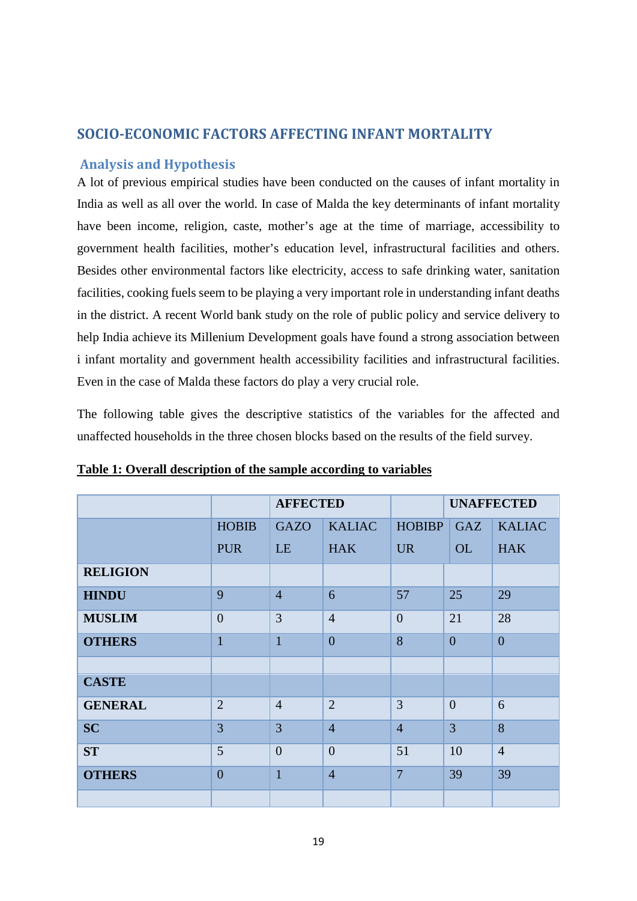## SOCIO-ECONOMIC FACTORS AFFECTING INFANT MORTALITY

### Analysis and Hypothesis

A lot of previous empirical studies have been conducted on the causes of infant mortality in India as well as all over the world. In case of Malda the key determinants of infant mortality have been income, religion, caste, mother's age at the time of marriage, accessibility to government health facilities, mother's education level, infrastructural facilities and others. Besides other environmental factors like electricity, access to safe drinking water, sanitation facilities, cooking fuels seem to be playing a very important role in understanding infant deaths in the district. A recent World bank study on the role of public policy and service delivery to help India achieve its Millenium Development goals have found a strong association between i infant mortality and government health accessibility facilities and infrastructural facilities. Even in the case of Malda these factors do play a very crucial role.

The following table gives the descriptive statistics of the variables for the affected and unaffected households in the three chosen blocks based on the results of the field survey.

**Table 1: Overall description of the sample according to variables**

| | AFFECTED | | | UNAFFECTED | | |
|---|---|---|---|---|---|---|
| | HOBIBPUR | GAZOLE | KALIACHAK | HOBIBPUR | GAZOL | KALIACHAK |
| **RELIGION** | | | | | | |
| **HINDU** | 9 | 4 | 6 | 57 | 25 | 29 |
| **MUSLIM** | 0 | 3 | 4 | 0 | 21 | 28 |
| **OTHERS** | 1 | 1 | 0 | 8 | 0 | 0 |
| | | | | | | |
| **CASTE** | | | | | | |
| **GENERAL** | 2 | 4 | 2 | 3 | 0 | 6 |
| **SC** | 3 | 3 | 4 | 4 | 3 | 8 |
| **ST** | 5 | 0 | 0 | 51 | 10 | 4 |
| **OTHERS** | 0 | 1 | 4 | 7 | 39 | 39 |
| | | | | | | |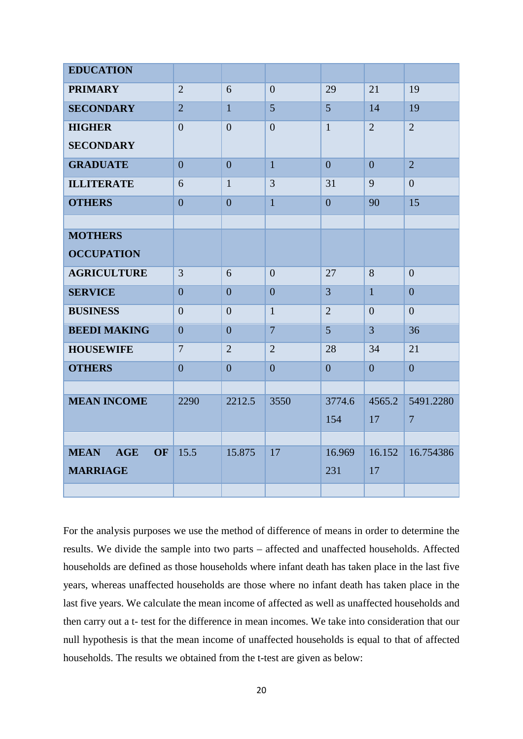| EDUCATION | | | | | | |
|---|---|---|---|---|---|---|
| PRIMARY | 2 | 6 | 0 | 29 | 21 | 19 |
| SECONDARY | 2 | 1 | 5 | 5 | 14 | 19 |
| HIGHER SECONDARY | 0 | 0 | 0 | 1 | 2 | 2 |
| GRADUATE | 0 | 0 | 1 | 0 | 0 | 2 |
| ILLITERATE | 6 | 1 | 3 | 31 | 9 | 0 |
| OTHERS | 0 | 0 | 1 | 0 | 90 | 15 |
| | | | | | | |
| MOTHERS OCCUPATION | | | | | | |
| AGRICULTURE | 3 | 6 | 0 | 27 | 8 | 0 |
| SERVICE | 0 | 0 | 0 | 3 | 1 | 0 |
| BUSINESS | 0 | 0 | 1 | 2 | 0 | 0 |
| BEEDI MAKING | 0 | 0 | 7 | 5 | 3 | 36 |
| HOUSEWIFE | 7 | 2 | 2 | 28 | 34 | 21 |
| OTHERS | 0 | 0 | 0 | 0 | 0 | 0 |
| | | | | | | |
| MEAN INCOME | 2290 | 2212.5 | 3550 | 3774.6154 | 4565.217 | 5491.22807 |
| | | | | | | |
| MEAN AGE OF MARRIAGE | 15.5 | 15.875 | 17 | 16.969231 | 16.15217 | 16.754386 |
| | | | | | | |

For the analysis purposes we use the method of difference of means in order to determine the results. We divide the sample into two parts – affected and unaffected households. Affected households are defined as those households where infant death has taken place in the last five years, whereas unaffected households are those where no infant death has taken place in the last five years. We calculate the mean income of affected as well as unaffected households and then carry out a t- test for the difference in mean incomes. We take into consideration that our null hypothesis is that the mean income of unaffected households is equal to that of affected households. The results we obtained from the t-test are given as below: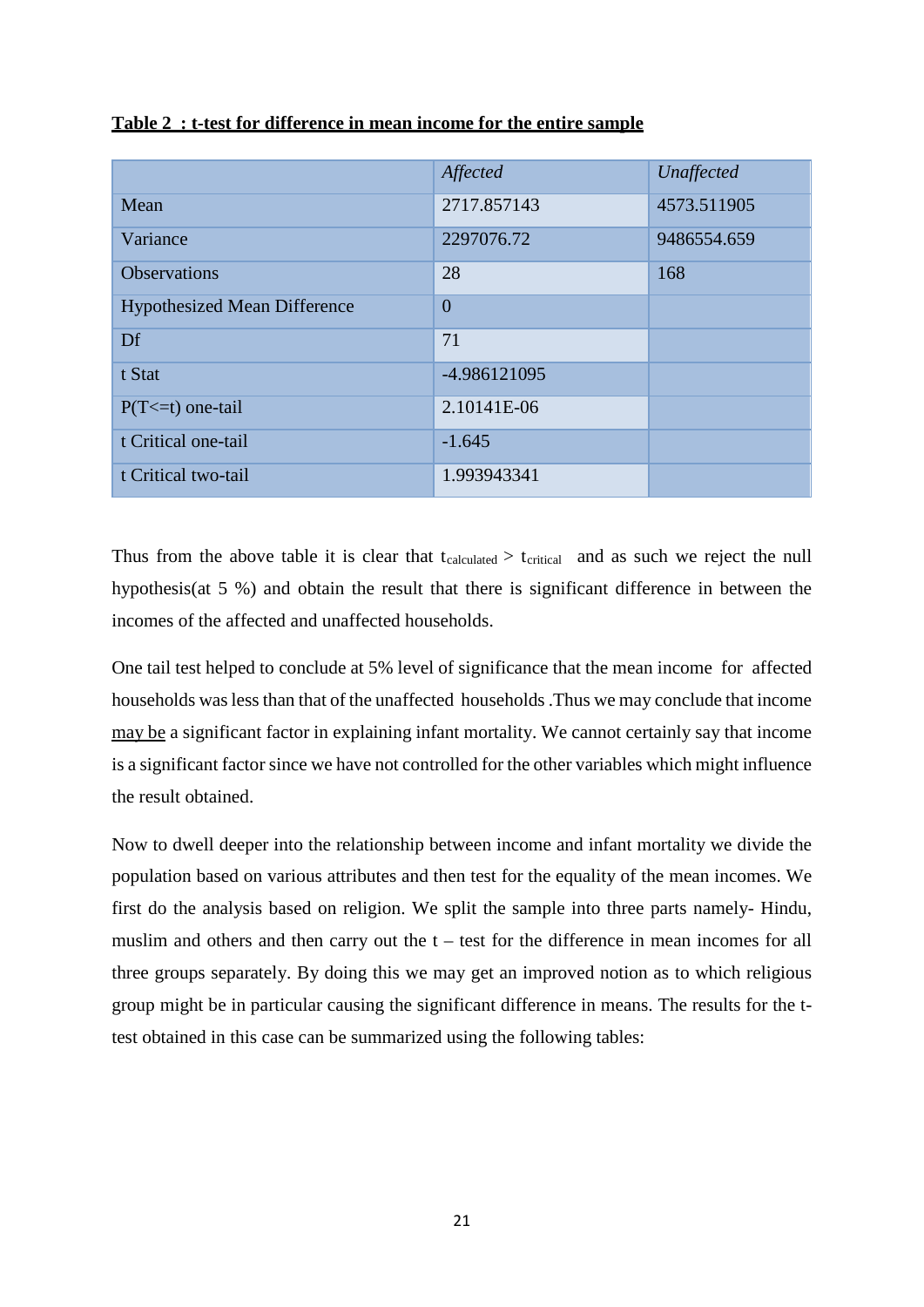**Table 2 : t-test for difference in mean income for the entire sample**

| | *Affected* | *Unaffected* |
|---|---|---|
| Mean | 2717.857143 | 4573.511905 |
| Variance | 2297076.72 | 9486554.659 |
| Observations | 28 | 168 |
| Hypothesized Mean Difference | 0 | |
| Df | 71 | |
| t Stat | -4.986121095 | |
| P(T<=t) one-tail | 2.10141E-06 | |
| t Critical one-tail | -1.645 | |
| t Critical two-tail | 1.993943341 | |

Thus from the above table it is clear that $t_{calculated} > t_{critical}$ and as such we reject the null hypothesis(at 5 %) and obtain the result that there is significant difference in between the incomes of the affected and unaffected households.

One tail test helped to conclude at 5% level of significance that the mean income for affected households was less than that of the unaffected households .Thus we may conclude that income may be a significant factor in explaining infant mortality. We cannot certainly say that income is a significant factor since we have not controlled for the other variables which might influence the result obtained.

Now to dwell deeper into the relationship between income and infant mortality we divide the population based on various attributes and then test for the equality of the mean incomes. We first do the analysis based on religion. We split the sample into three parts namely- Hindu, muslim and others and then carry out the t – test for the difference in mean incomes for all three groups separately. By doing this we may get an improved notion as to which religious group might be in particular causing the significant difference in means. The results for the t-test obtained in this case can be summarized using the following tables: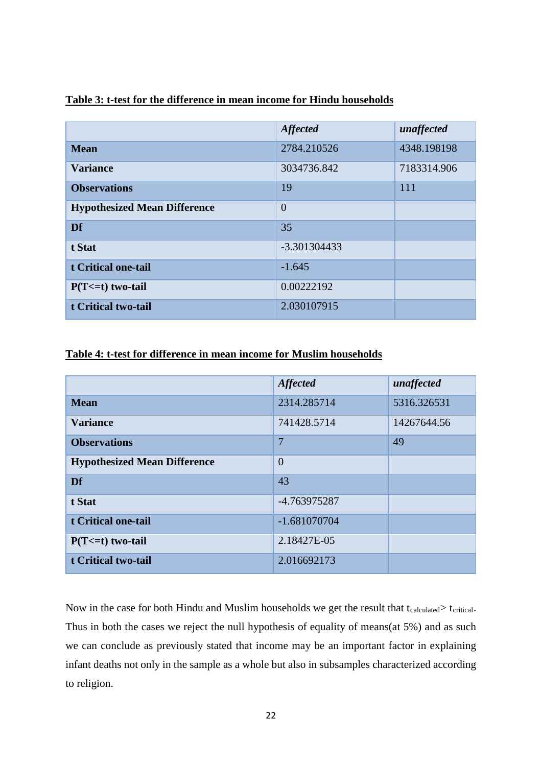**Table 3: t-test for the difference in mean income for Hindu households**

| | *Affected* | *unaffected* |
|---|---|---|
| **Mean** | 2784.210526 | 4348.198198 |
| **Variance** | 3034736.842 | 7183314.906 |
| **Observations** | 19 | 111 |
| **Hypothesized Mean Difference** | 0 | |
| **Df** | 35 | |
| **t Stat** | -3.301304433 | |
| **t Critical one-tail** | -1.645 | |
| **P(T<=t) two-tail** | 0.00222192 | |
| **t Critical two-tail** | 2.030107915 | |

**Table 4: t-test for difference in mean income for Muslim households**

| | *Affected* | *unaffected* |
|---|---|---|
| **Mean** | 2314.285714 | 5316.326531 |
| **Variance** | 741428.5714 | 14267644.56 |
| **Observations** | 7 | 49 |
| **Hypothesized Mean Difference** | 0 | |
| **Df** | 43 | |
| **t Stat** | -4.763975287 | |
| **t Critical one-tail** | -1.681070704 | |
| **P(T<=t) two-tail** | 2.18427E-05 | |
| **t Critical two-tail** | 2.016692173 | |

Now in the case for both Hindu and Muslim households we get the result that $t_{calculated} > t_{critical}$. Thus in both the cases we reject the null hypothesis of equality of means(at 5%) and as such we can conclude as previously stated that income may be an important factor in explaining infant deaths not only in the sample as a whole but also in subsamples characterized according to religion.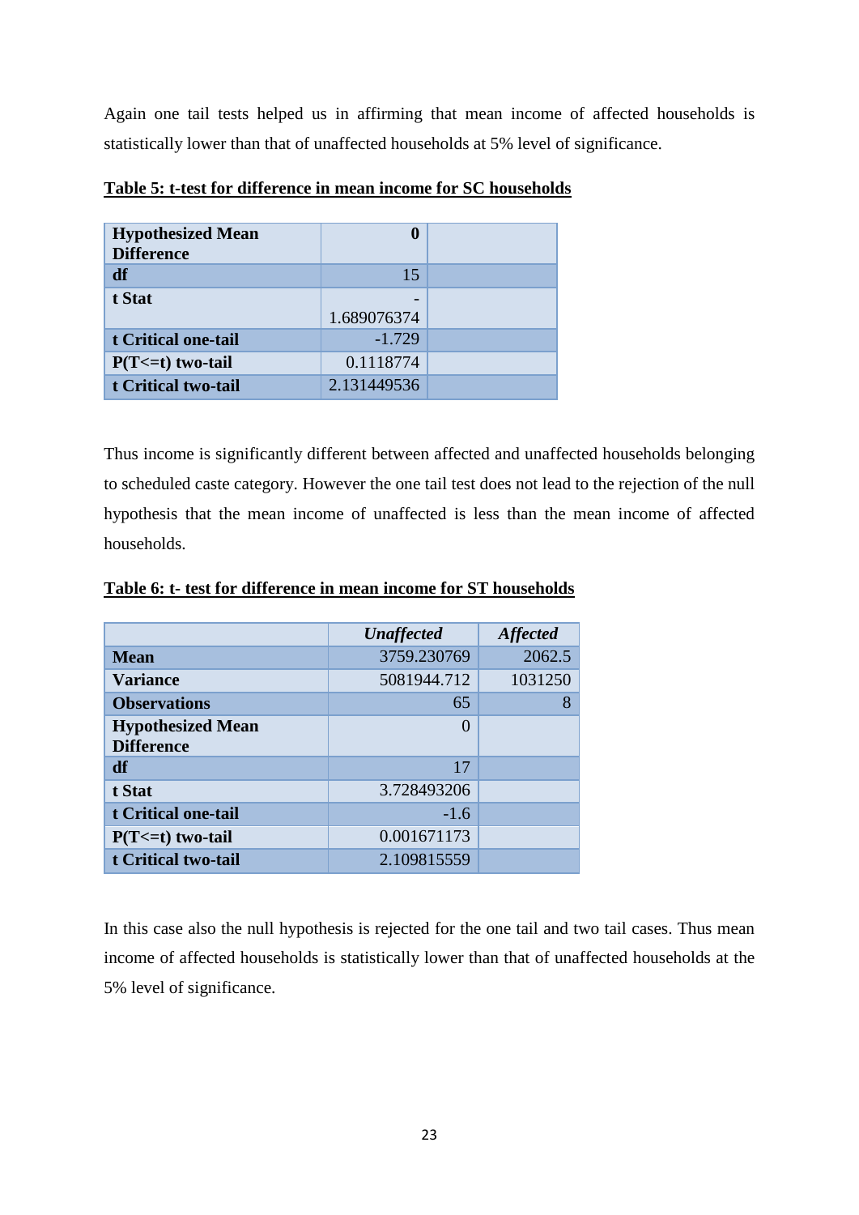Again one tail tests helped us in affirming that mean income of affected households is statistically lower than that of unaffected households at 5% level of significance.

**Table 5: t-test for difference in mean income for SC households**

| | | |
|---|---|---|
| **Hypothesized Mean Difference** | **0** | |
| **df** | 15 | |
| **t Stat** | -1.689076374 | |
| **t Critical one-tail** | -1.729 | |
| **P(T<=t) two-tail** | 0.1118774 | |
| **t Critical two-tail** | 2.131449536 | |

Thus income is significantly different between affected and unaffected households belonging to scheduled caste category. However the one tail test does not lead to the rejection of the null hypothesis that the mean income of unaffected is less than the mean income of affected households.

**Table 6: t- test for difference in mean income for ST households**

| | *Unaffected* | *Affected* |
|---|---|---|
| **Mean** | 3759.230769 | 2062.5 |
| **Variance** | 5081944.712 | 1031250 |
| **Observations** | 65 | 8 |
| **Hypothesized Mean Difference** | 0 | |
| **df** | 17 | |
| **t Stat** | 3.728493206 | |
| **t Critical one-tail** | -1.6 | |
| **P(T<=t) two-tail** | 0.001671173 | |
| **t Critical two-tail** | 2.109815559 | |

In this case also the null hypothesis is rejected for the one tail and two tail cases. Thus mean income of affected households is statistically lower than that of unaffected households at the 5% level of significance.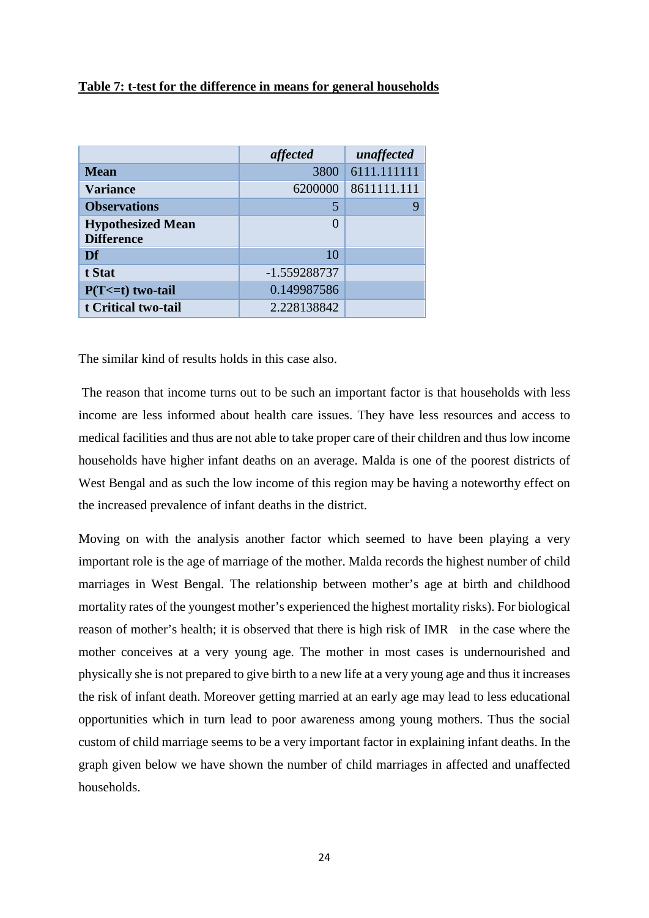**Table 7: t-test for the difference in means for general households**

| | *affected* | *unaffected* |
|---|---|---|
| **Mean** | 3800 | 6111.111111 |
| **Variance** | 6200000 | 8611111.111 |
| **Observations** | 5 | 9 |
| **Hypothesized Mean Difference** | 0 | |
| **Df** | 10 | |
| **t Stat** | -1.559288737 | |
| **P(T<=t) two-tail** | 0.149987586 | |
| **t Critical two-tail** | 2.228138842 | |

The similar kind of results holds in this case also.

The reason that income turns out to be such an important factor is that households with less income are less informed about health care issues. They have less resources and access to medical facilities and thus are not able to take proper care of their children and thus low income households have higher infant deaths on an average. Malda is one of the poorest districts of West Bengal and as such the low income of this region may be having a noteworthy effect on the increased prevalence of infant deaths in the district.

Moving on with the analysis another factor which seemed to have been playing a very important role is the age of marriage of the mother. Malda records the highest number of child marriages in West Bengal. The relationship between mother's age at birth and childhood mortality rates of the youngest mother's experienced the highest mortality risks). For biological reason of mother's health; it is observed that there is high risk of IMR in the case where the mother conceives at a very young age. The mother in most cases is undernourished and physically she is not prepared to give birth to a new life at a very young age and thus it increases the risk of infant death. Moreover getting married at an early age may lead to less educational opportunities which in turn lead to poor awareness among young mothers. Thus the social custom of child marriage seems to be a very important factor in explaining infant deaths. In the graph given below we have shown the number of child marriages in affected and unaffected households.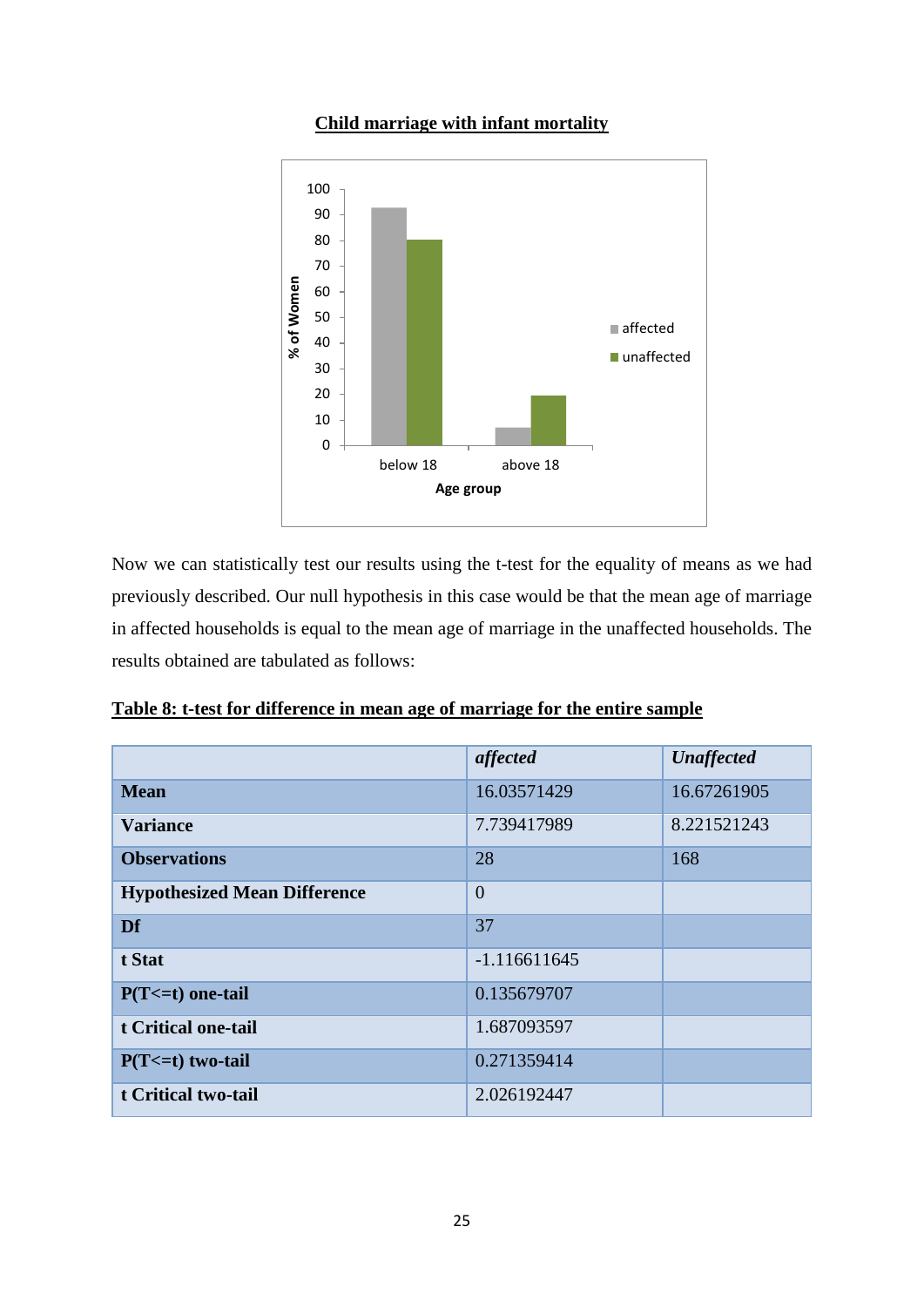**Child marriage with infant mortality**

Now we can statistically test our results using the t-test for the equality of means as we had previously described. Our null hypothesis in this case would be that the mean age of marriage in affected households is equal to the mean age of marriage in the unaffected households. The results obtained are tabulated as follows:

**Table 8: t-test for difference in mean age of marriage for the entire sample**

| | *affected* | *Unaffected* |
|---|---|---|
| **Mean** | 16.03571429 | 16.67261905 |
| **Variance** | 7.739417989 | 8.221521243 |
| **Observations** | 28 | 168 |
| **Hypothesized Mean Difference** | 0 | |
| **Df** | 37 | |
| **t Stat** | -1.116611645 | |
| **P(T<=t) one-tail** | 0.135679707 | |
| **t Critical one-tail** | 1.687093597 | |
| **P(T<=t) two-tail** | 0.271359414 | |
| **t Critical two-tail** | 2.026192447 | |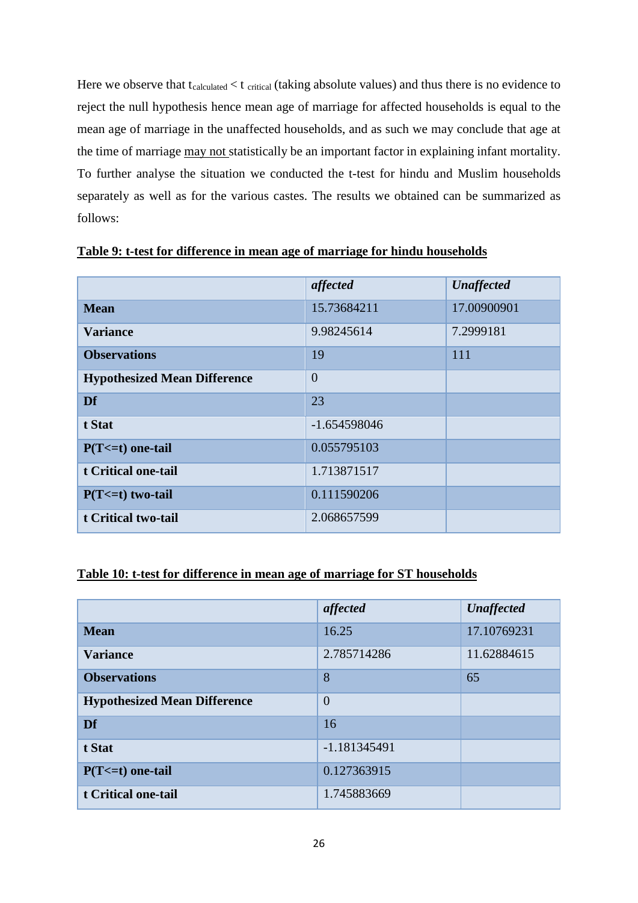Here we observe that $t_{calculated} < t_{critical}$ (taking absolute values) and thus there is no evidence to reject the null hypothesis hence mean age of marriage for affected households is equal to the mean age of marriage in the unaffected households, and as such we may conclude that age at the time of marriage may not statistically be an important factor in explaining infant mortality. To further analyse the situation we conducted the t-test for hindu and Muslim households separately as well as for the various castes. The results we obtained can be summarized as follows:

**Table 9: t-test for difference in mean age of marriage for hindu households**

| | *affected* | *Unaffected* |
|---|---|---|
| **Mean** | 15.73684211 | 17.00900901 |
| **Variance** | 9.98245614 | 7.2999181 |
| **Observations** | 19 | 111 |
| **Hypothesized Mean Difference** | 0 | |
| **Df** | 23 | |
| **t Stat** | -1.654598046 | |
| **P(T<=t) one-tail** | 0.055795103 | |
| **t Critical one-tail** | 1.713871517 | |
| **P(T<=t) two-tail** | 0.111590206 | |
| **t Critical two-tail** | 2.068657599 | |

**Table 10: t-test for difference in mean age of marriage for ST households**

| | *affected* | *Unaffected* |
|---|---|---|
| **Mean** | 16.25 | 17.10769231 |
| **Variance** | 2.785714286 | 11.62884615 |
| **Observations** | 8 | 65 |
| **Hypothesized Mean Difference** | 0 | |
| **Df** | 16 | |
| **t Stat** | -1.181345491 | |
| **P(T<=t) one-tail** | 0.127363915 | |
| **t Critical one-tail** | 1.745883669 | |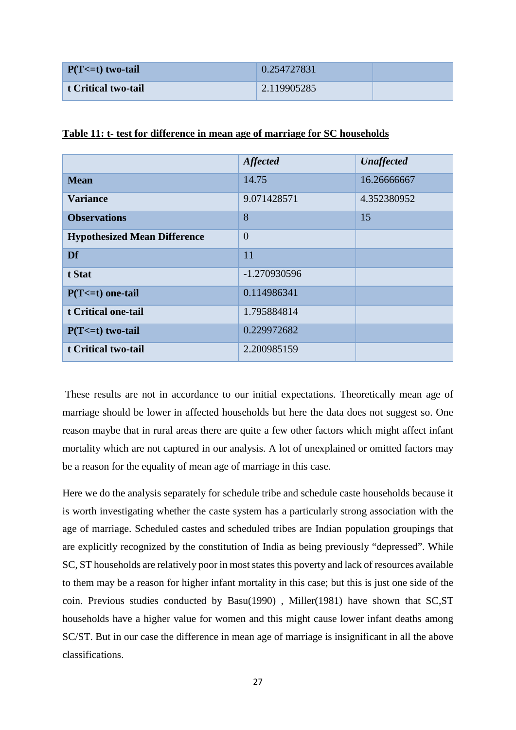| P(T<=t) two-tail | 0.254727831 | |
|---|---|---|
| t Critical two-tail | 2.119905285 | |

**Table 11: t- test for difference in mean age of marriage for SC households**

| | *Affected* | *Unaffected* |
|---|---|---|
| **Mean** | 14.75 | 16.26666667 |
| **Variance** | 9.071428571 | 4.352380952 |
| **Observations** | 8 | 15 |
| **Hypothesized Mean Difference** | 0 | |
| **Df** | 11 | |
| **t Stat** | -1.270930596 | |
| **P(T<=t) one-tail** | 0.114986341 | |
| **t Critical one-tail** | 1.795884814 | |
| **P(T<=t) two-tail** | 0.229972682 | |
| **t Critical two-tail** | 2.200985159 | |

These results are not in accordance to our initial expectations. Theoretically mean age of marriage should be lower in affected households but here the data does not suggest so. One reason maybe that in rural areas there are quite a few other factors which might affect infant mortality which are not captured in our analysis. A lot of unexplained or omitted factors may be a reason for the equality of mean age of marriage in this case.

Here we do the analysis separately for schedule tribe and schedule caste households because it is worth investigating whether the caste system has a particularly strong association with the age of marriage. Scheduled castes and scheduled tribes are Indian population groupings that are explicitly recognized by the constitution of India as being previously "depressed". While SC, ST households are relatively poor in most states this poverty and lack of resources available to them may be a reason for higher infant mortality in this case; but this is just one side of the coin. Previous studies conducted by Basu(1990) , Miller(1981) have shown that SC,ST households have a higher value for women and this might cause lower infant deaths among SC/ST. But in our case the difference in mean age of marriage is insignificant in all the above classifications.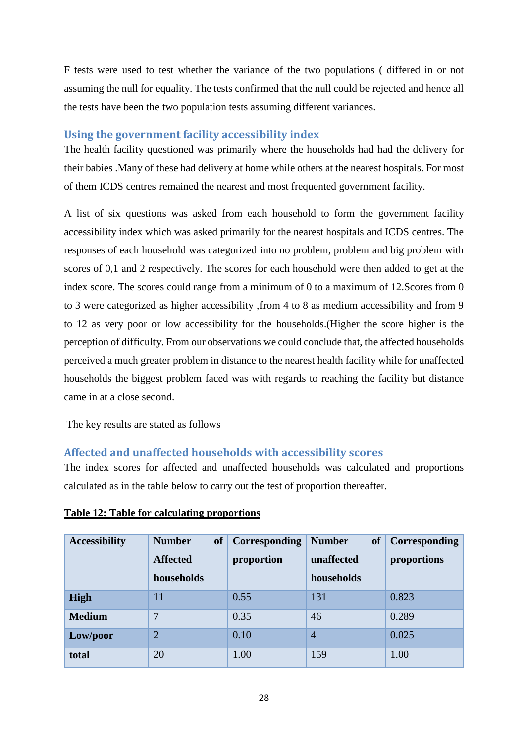F tests were used to test whether the variance of the two populations ( differed in or not assuming the null for equality. The tests confirmed that the null could be rejected and hence all the tests have been the two population tests assuming different variances.

### Using the government facility accessibility index

The health facility questioned was primarily where the households had had the delivery for their babies .Many of these had delivery at home while others at the nearest hospitals. For most of them ICDS centres remained the nearest and most frequented government facility.

A list of six questions was asked from each household to form the government facility accessibility index which was asked primarily for the nearest hospitals and ICDS centres. The responses of each household was categorized into no problem, problem and big problem with scores of 0,1 and 2 respectively. The scores for each household were then added to get at the index score. The scores could range from a minimum of 0 to a maximum of 12.Scores from 0 to 3 were categorized as higher accessibility ,from 4 to 8 as medium accessibility and from 9 to 12 as very poor or low accessibility for the households.(Higher the score higher is the perception of difficulty. From our observations we could conclude that, the affected households perceived a much greater problem in distance to the nearest health facility while for unaffected households the biggest problem faced was with regards to reaching the facility but distance came in at a close second.

The key results are stated as follows

### Affected and unaffected households with accessibility scores

The index scores for affected and unaffected households was calculated and proportions calculated as in the table below to carry out the test of proportion thereafter.

**Table 12: Table for calculating proportions**

| Accessibility | Number of Affected households | Corresponding proportion | Number of unaffected households | Corresponding proportions |
|---|---|---|---|---|
| **High** | 11 | 0.55 | 131 | 0.823 |
| **Medium** | 7 | 0.35 | 46 | 0.289 |
| **Low/poor** | 2 | 0.10 | 4 | 0.025 |
| **total** | 20 | 1.00 | 159 | 1.00 |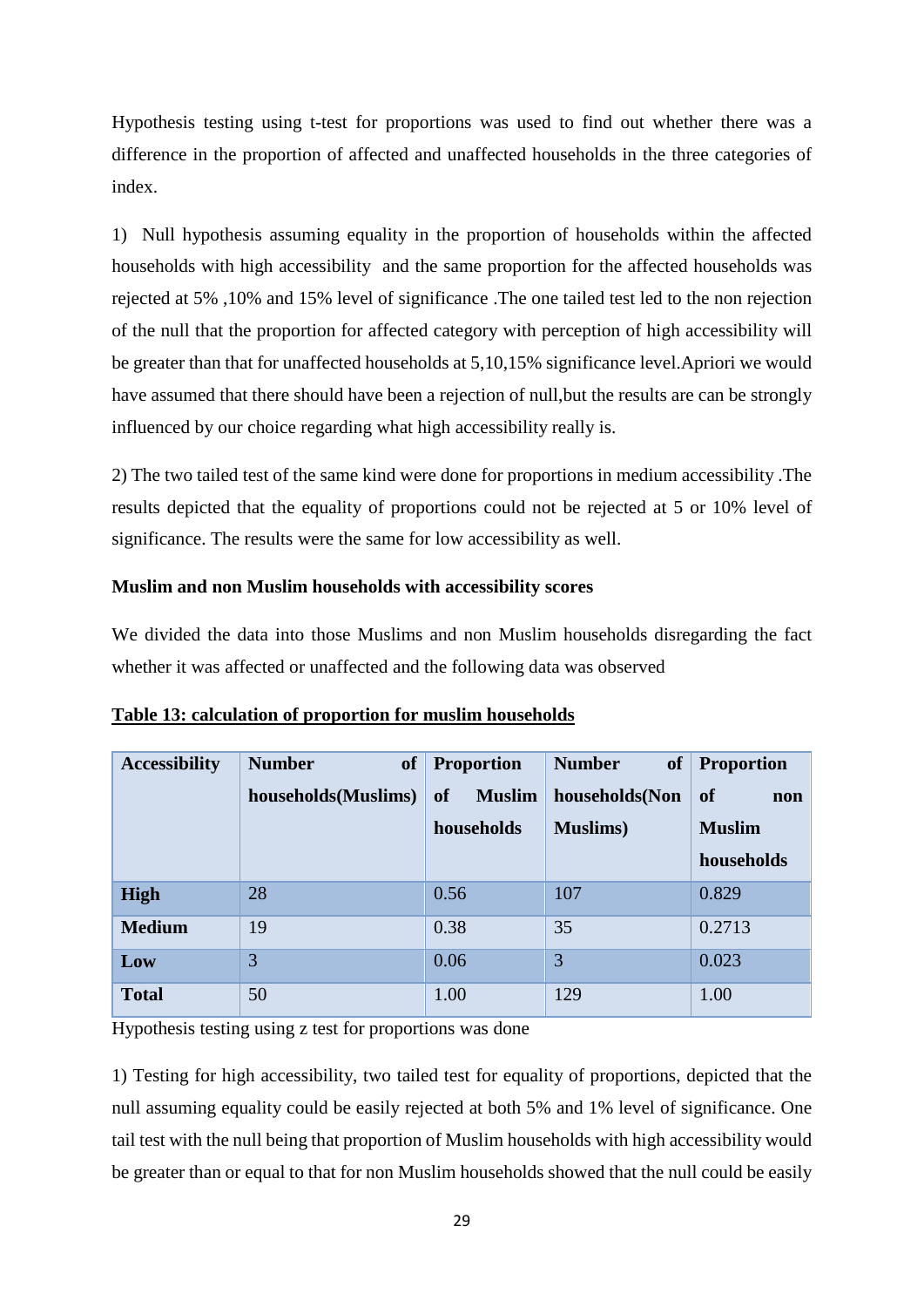Hypothesis testing using t-test for proportions was used to find out whether there was a difference in the proportion of affected and unaffected households in the three categories of index.

1) Null hypothesis assuming equality in the proportion of households within the affected households with high accessibility and the same proportion for the affected households was rejected at 5% ,10% and 15% level of significance .The one tailed test led to the non rejection of the null that the proportion for affected category with perception of high accessibility will be greater than that for unaffected households at 5,10,15% significance level.Apriori we would have assumed that there should have been a rejection of null,but the results are can be strongly influenced by our choice regarding what high accessibility really is.

2) The two tailed test of the same kind were done for proportions in medium accessibility .The results depicted that the equality of proportions could not be rejected at 5 or 10% level of significance. The results were the same for low accessibility as well.

**Muslim and non Muslim households with accessibility scores**

We divided the data into those Muslims and non Muslim households disregarding the fact whether it was affected or unaffected and the following data was observed

**Table 13: calculation of proportion for muslim households**

| Accessibility | Number of households(Muslims) | Proportion of Muslim households | Number of households(Non Muslims) | Proportion of non Muslim households |
|---|---|---|---|---|
| **High** | 28 | 0.56 | 107 | 0.829 |
| **Medium** | 19 | 0.38 | 35 | 0.2713 |
| **Low** | 3 | 0.06 | 3 | 0.023 |
| **Total** | 50 | 1.00 | 129 | 1.00 |

Hypothesis testing using z test for proportions was done

1) Testing for high accessibility, two tailed test for equality of proportions, depicted that the null assuming equality could be easily rejected at both 5% and 1% level of significance. One tail test with the null being that proportion of Muslim households with high accessibility would be greater than or equal to that for non Muslim households showed that the null could be easily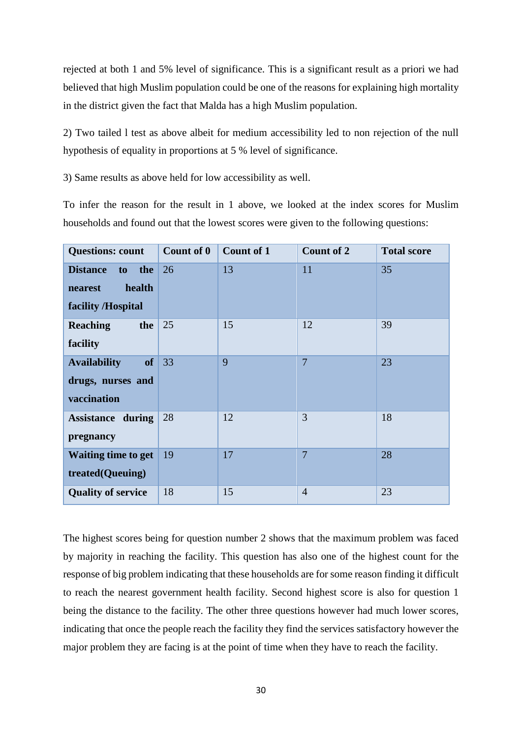rejected at both 1 and 5% level of significance. This is a significant result as a priori we had believed that high Muslim population could be one of the reasons for explaining high mortality in the district given the fact that Malda has a high Muslim population.

2) Two tailed l test as above albeit for medium accessibility led to non rejection of the null hypothesis of equality in proportions at 5 % level of significance.

3) Same results as above held for low accessibility as well.

To infer the reason for the result in 1 above, we looked at the index scores for Muslim households and found out that the lowest scores were given to the following questions:

| Questions: count | Count of 0 | Count of 1 | Count of 2 | Total score |
|---|---|---|---|---|
| **Distance to the nearest health facility /Hospital** | 26 | 13 | 11 | 35 |
| **Reaching the facility** | 25 | 15 | 12 | 39 |
| **Availability of drugs, nurses and vaccination** | 33 | 9 | 7 | 23 |
| **Assistance during pregnancy** | 28 | 12 | 3 | 18 |
| **Waiting time to get treated(Queuing)** | 19 | 17 | 7 | 28 |
| **Quality of service** | 18 | 15 | 4 | 23 |

The highest scores being for question number 2 shows that the maximum problem was faced by majority in reaching the facility. This question has also one of the highest count for the response of big problem indicating that these households are for some reason finding it difficult to reach the nearest government health facility. Second highest score is also for question 1 being the distance to the facility. The other three questions however had much lower scores, indicating that once the people reach the facility they find the services satisfactory however the major problem they are facing is at the point of time when they have to reach the facility.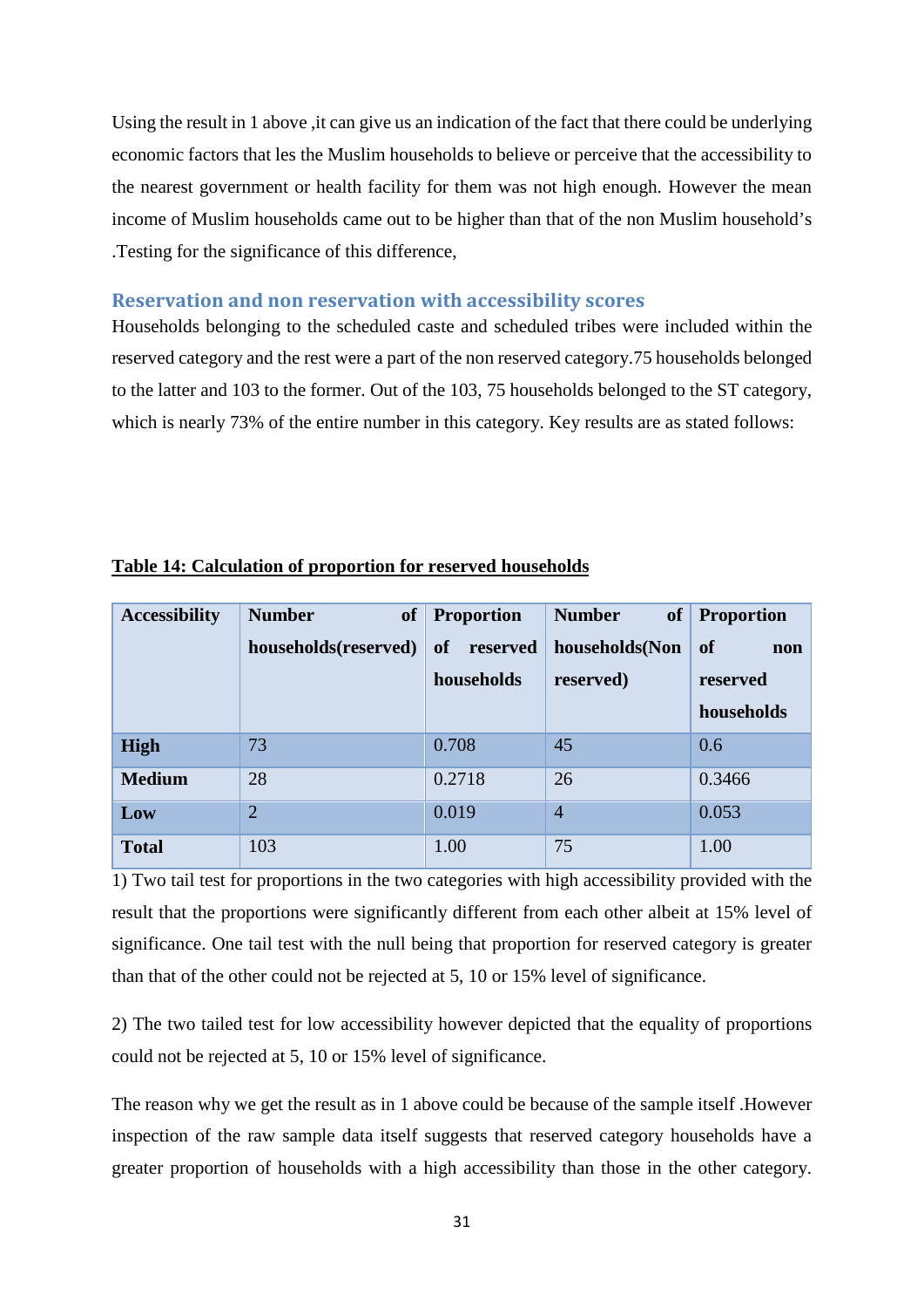Using the result in 1 above ,it can give us an indication of the fact that there could be underlying economic factors that les the Muslim households to believe or perceive that the accessibility to the nearest government or health facility for them was not high enough. However the mean income of Muslim households came out to be higher than that of the non Muslim household's .Testing for the significance of this difference,

## Reservation and non reservation with accessibility scores

Households belonging to the scheduled caste and scheduled tribes were included within the reserved category and the rest were a part of the non reserved category.75 households belonged to the latter and 103 to the former. Out of the 103, 75 households belonged to the ST category, which is nearly 73% of the entire number in this category. Key results are as stated follows:

**Table 14: Calculation of proportion for reserved households**

| Accessibility | Number of households(reserved) | Proportion of reserved households | Number of households(Non reserved) | Proportion of non reserved households |
|---|---|---|---|---|
| **High** | 73 | 0.708 | 45 | 0.6 |
| **Medium** | 28 | 0.2718 | 26 | 0.3466 |
| **Low** | 2 | 0.019 | 4 | 0.053 |
| **Total** | 103 | 1.00 | 75 | 1.00 |

1) Two tail test for proportions in the two categories with high accessibility provided with the result that the proportions were significantly different from each other albeit at 15% level of significance. One tail test with the null being that proportion for reserved category is greater than that of the other could not be rejected at 5, 10 or 15% level of significance.

2) The two tailed test for low accessibility however depicted that the equality of proportions could not be rejected at 5, 10 or 15% level of significance.

The reason why we get the result as in 1 above could be because of the sample itself .However inspection of the raw sample data itself suggests that reserved category households have a greater proportion of households with a high accessibility than those in the other category.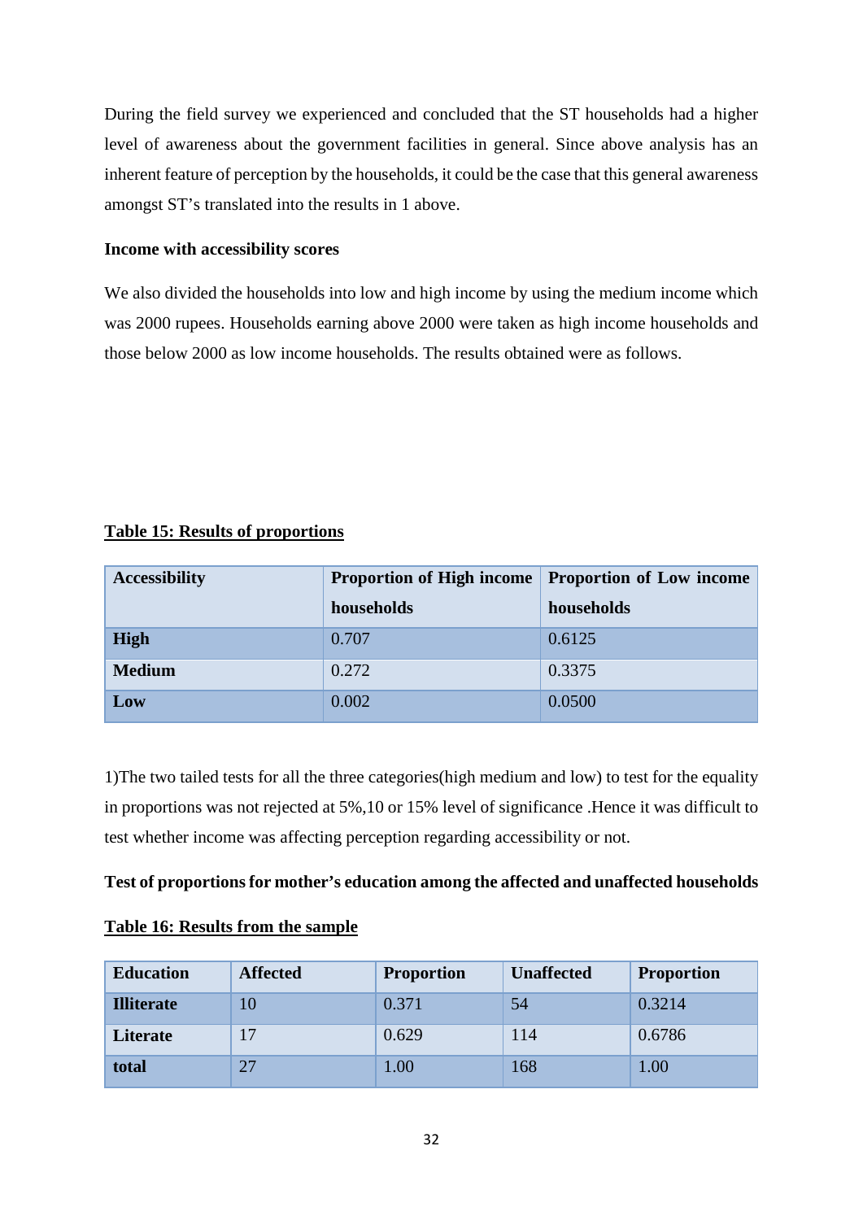During the field survey we experienced and concluded that the ST households had a higher level of awareness about the government facilities in general. Since above analysis has an inherent feature of perception by the households, it could be the case that this general awareness amongst ST's translated into the results in 1 above.

**Income with accessibility scores**

We also divided the households into low and high income by using the medium income which was 2000 rupees. Households earning above 2000 were taken as high income households and those below 2000 as low income households. The results obtained were as follows.

**Table 15: Results of proportions**

| Accessibility | Proportion of High income households | Proportion of Low income households |
|---|---|---|
| **High** | 0.707 | 0.6125 |
| **Medium** | 0.272 | 0.3375 |
| **Low** | 0.002 | 0.0500 |

1)The two tailed tests for all the three categories(high medium and low) to test for the equality in proportions was not rejected at 5%,10 or 15% level of significance .Hence it was difficult to test whether income was affecting perception regarding accessibility or not.

**Test of proportions for mother's education among the affected and unaffected households**

**Table 16: Results from the sample**

| Education | Affected | Proportion | Unaffected | Proportion |
|---|---|---|---|---|
| **Illiterate** | 10 | 0.371 | 54 | 0.3214 |
| **Literate** | 17 | 0.629 | 114 | 0.6786 |
| **total** | 27 | 1.00 | 168 | 1.00 |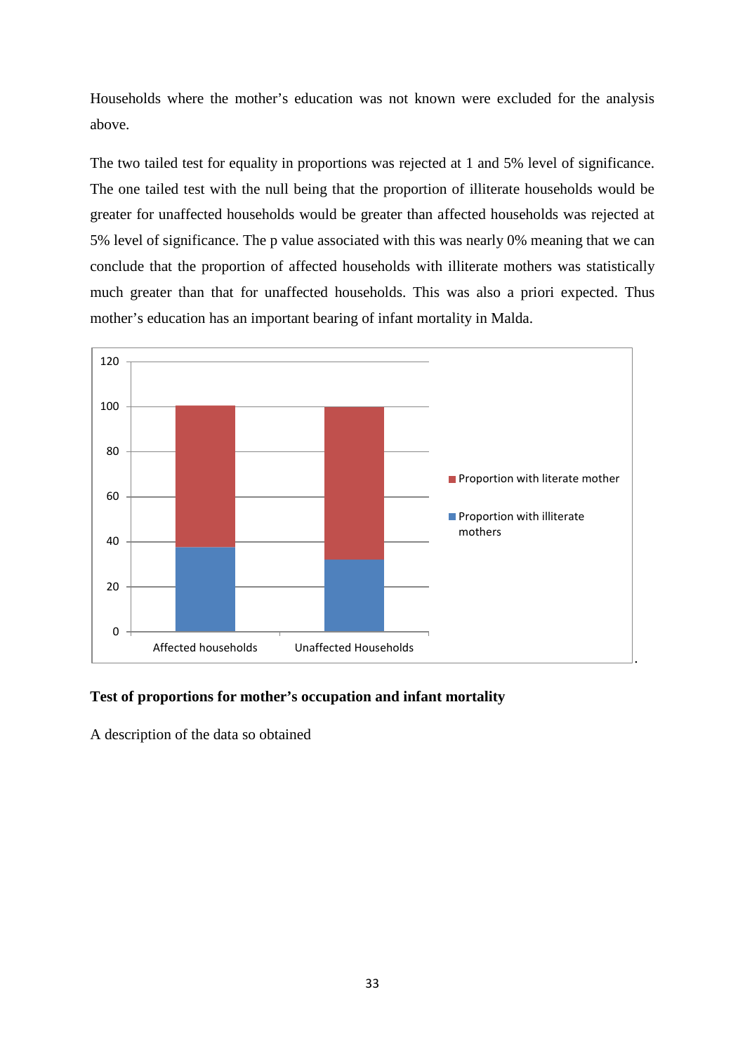Households where the mother's education was not known were excluded for the analysis above.

The two tailed test for equality in proportions was rejected at 1 and 5% level of significance. The one tailed test with the null being that the proportion of illiterate households would be greater for unaffected households would be greater than affected households was rejected at 5% level of significance. The p value associated with this was nearly 0% meaning that we can conclude that the proportion of affected households with illiterate mothers was statistically much greater than that for unaffected households. This was also a priori expected. Thus mother's education has an important bearing of infant mortality in Malda.

**Test of proportions for mother's occupation and infant mortality**

A description of the data so obtained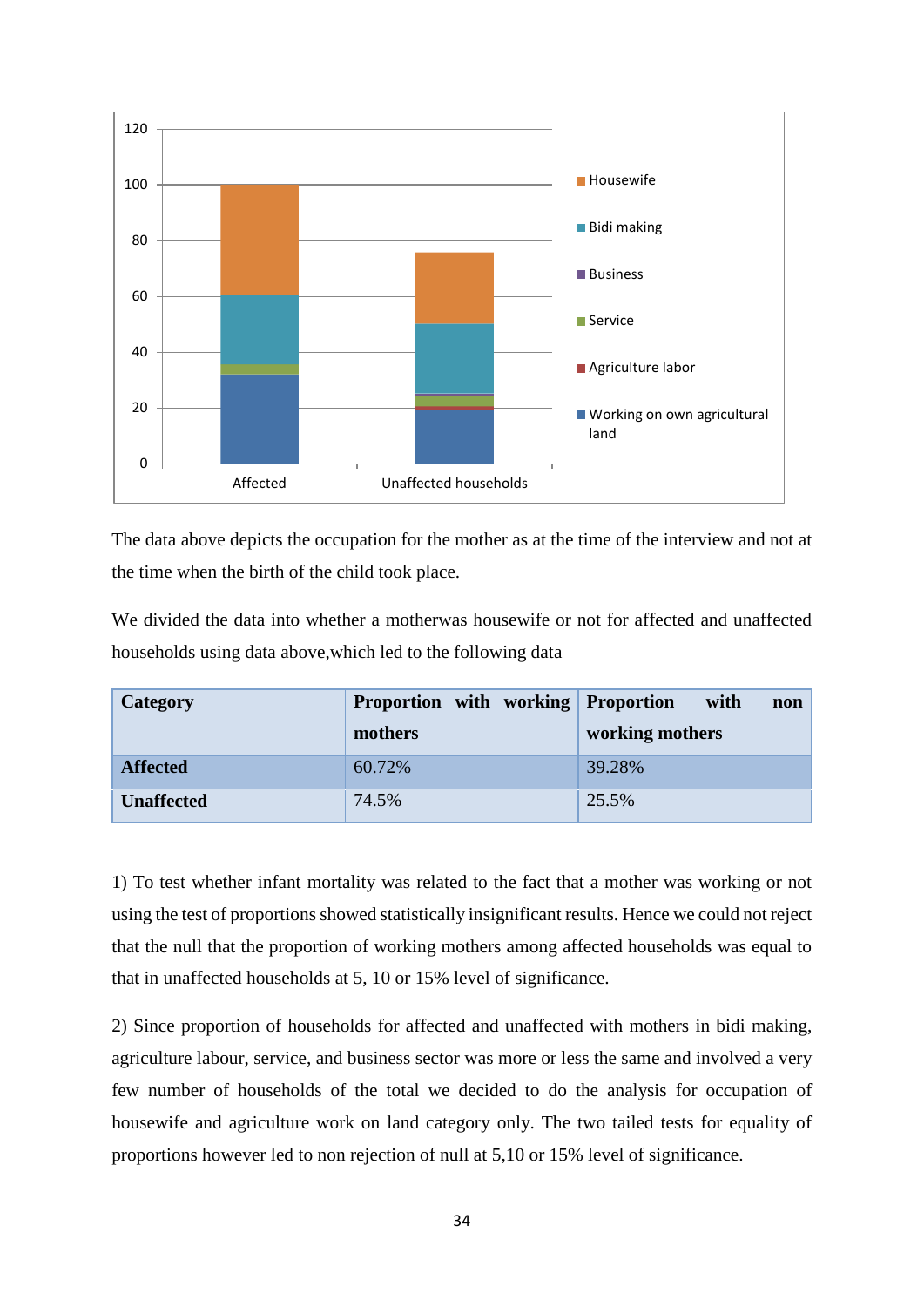The data above depicts the occupation for the mother as at the time of the interview and not at the time when the birth of the child took place.

We divided the data into whether a motherwas housewife or not for affected and unaffected households using data above,which led to the following data

| Category | Proportion with working mothers | Proportion with non working mothers |
|---|---|---|
| **Affected** | 60.72% | 39.28% |
| **Unaffected** | 74.5% | 25.5% |

1) To test whether infant mortality was related to the fact that a mother was working or not using the test of proportions showed statistically insignificant results. Hence we could not reject that the null that the proportion of working mothers among affected households was equal to that in unaffected households at 5, 10 or 15% level of significance.

2) Since proportion of households for affected and unaffected with mothers in bidi making, agriculture labour, service, and business sector was more or less the same and involved a very few number of households of the total we decided to do the analysis for occupation of housewife and agriculture work on land category only. The two tailed tests for equality of proportions however led to non rejection of null at 5,10 or 15% level of significance.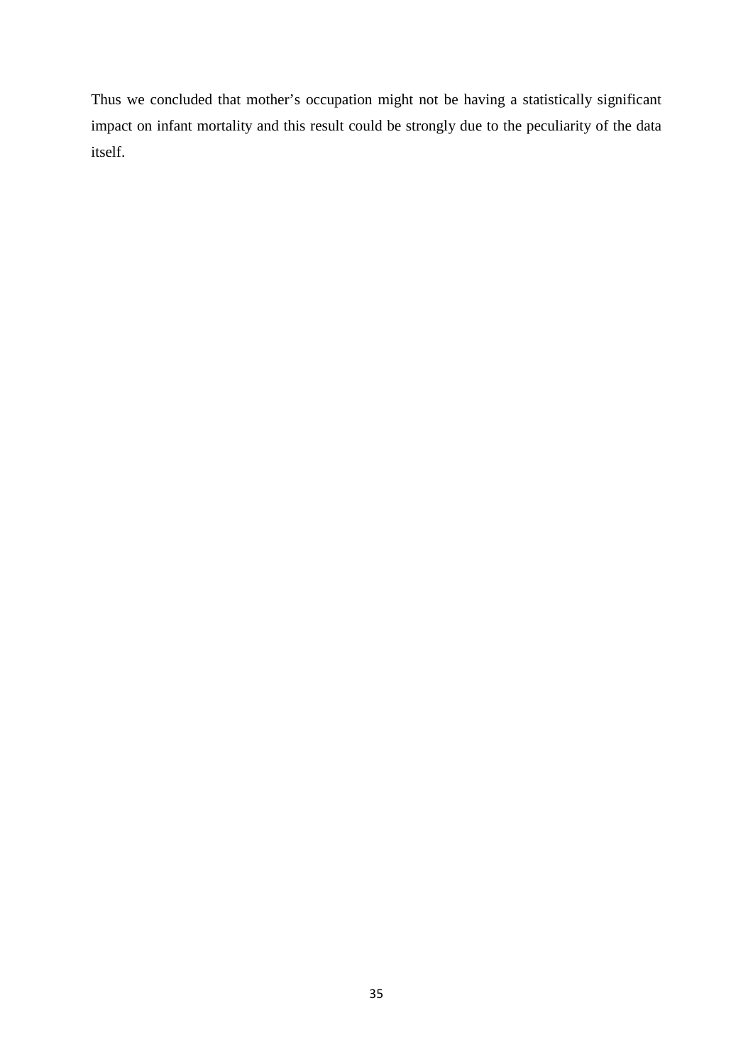Thus we concluded that mother's occupation might not be having a statistically significant impact on infant mortality and this result could be strongly due to the peculiarity of the data itself.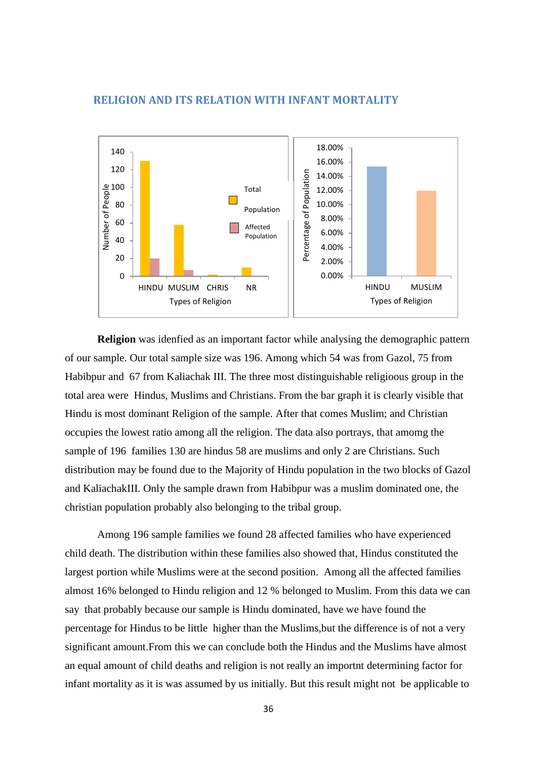## RELIGION AND ITS RELATION WITH INFANT MORTALITY

**Religion** was idenfied as an important factor while analysing the demographic pattern of our sample. Our total sample size was 196. Among which 54 was from Gazol, 75 from Habibpur and 67 from Kaliachak III. The three most distinguishable religioous group in the total area were Hindus, Muslims and Christians. From the bar graph it is clearly visible that Hindu is most dominant Religion of the sample. After that comes Muslim; and Christian occupies the lowest ratio among all the religion. The data also portrays, that amomg the sample of 196 families 130 are hindus 58 are muslims and only 2 are Christians. Such distribution may be found due to the Majority of Hindu population in the two blocks of Gazol and KaliachakIII. Only the sample drawn from Habibpur was a muslim dominated one, the christian population probably also belonging to the tribal group.

Among 196 sample families we found 28 affected families who have experienced child death. The distribution within these families also showed that, Hindus constituted the largest portion while Muslims were at the second position. Among all the affected families almost 16% belonged to Hindu religion and 12 % belonged to Muslim. From this data we can say that probably because our sample is Hindu dominated, have we have found the percentage for Hindus to be little higher than the Muslims,but the difference is of not a very significant amount.From this we can conclude both the Hindus and the Muslims have almost an equal amount of child deaths and religion is not really an importnt determining factor for infant mortality as it is was assumed by us initially. But this result might not be applicable to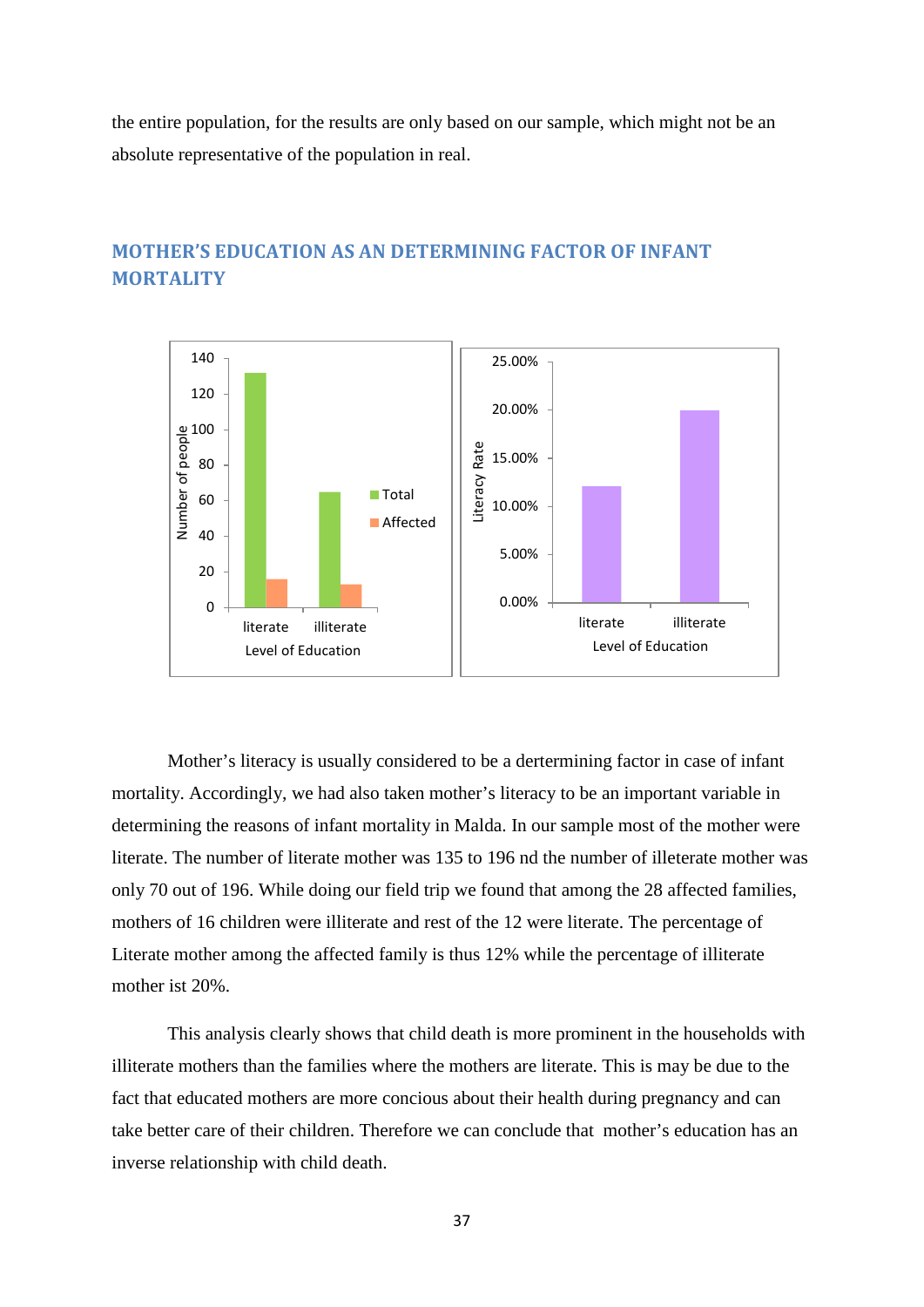the entire population, for the results are only based on our sample, which might not be an absolute representative of the population in real.

## MOTHER'S EDUCATION AS AN DETERMINING FACTOR OF INFANT MORTALITY

Mother's literacy is usually considered to be a dertermining factor in case of infant mortality. Accordingly, we had also taken mother's literacy to be an important variable in determining the reasons of infant mortality in Malda. In our sample most of the mother were literate. The number of literate mother was 135 to 196 nd the number of illeterate mother was only 70 out of 196. While doing our field trip we found that among the 28 affected families, mothers of 16 children were illiterate and rest of the 12 were literate. The percentage of Literate mother among the affected family is thus 12% while the percentage of illiterate mother ist 20%.

This analysis clearly shows that child death is more prominent in the households with illiterate mothers than the families where the mothers are literate. This is may be due to the fact that educated mothers are more concious about their health during pregnancy and can take better care of their children. Therefore we can conclude that mother's education has an inverse relationship with child death.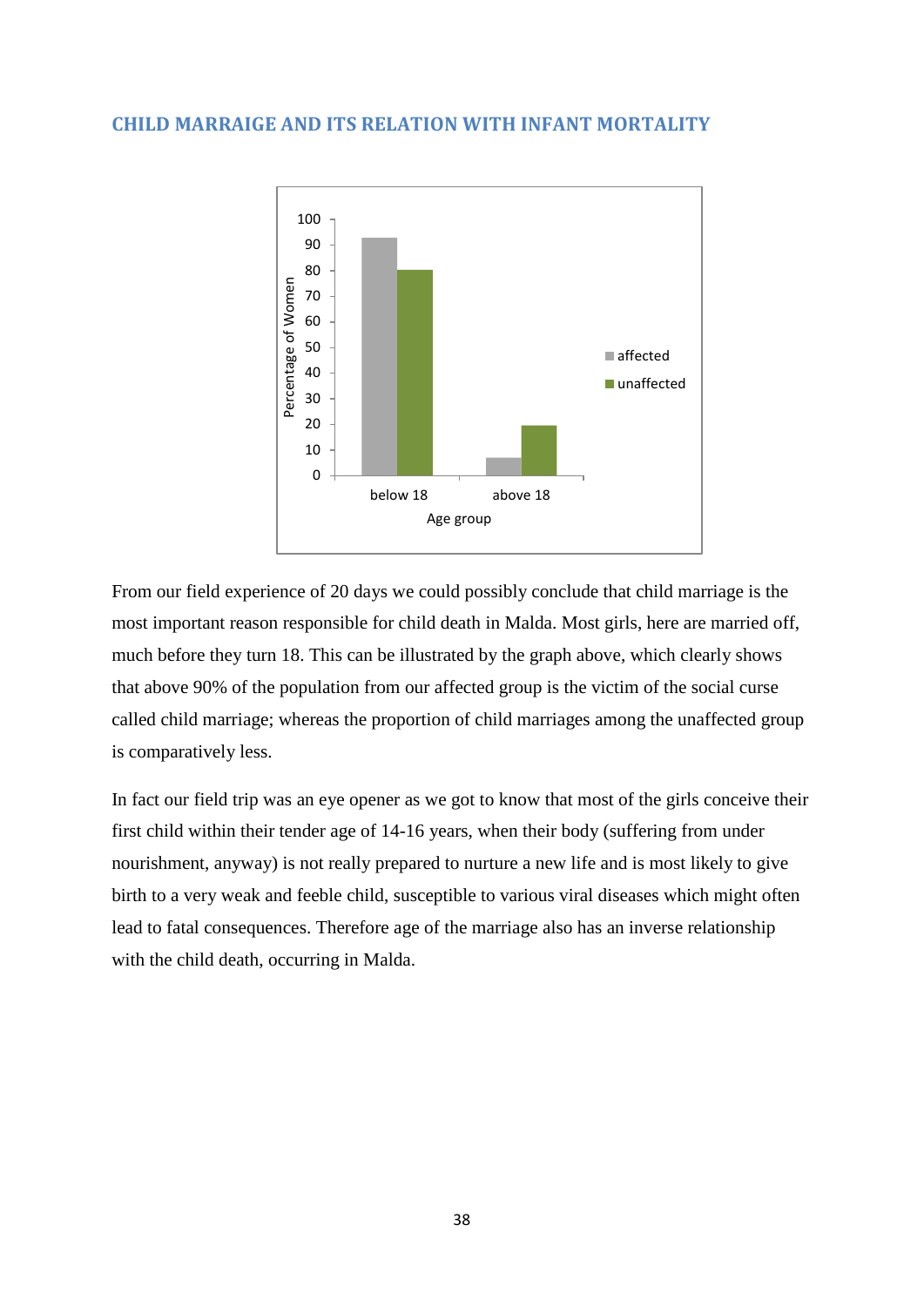## CHILD MARRAIGE AND ITS RELATION WITH INFANT MORTALITY

From our field experience of 20 days we could possibly conclude that child marriage is the most important reason responsible for child death in Malda. Most girls, here are married off, much before they turn 18. This can be illustrated by the graph above, which clearly shows that above 90% of the population from our affected group is the victim of the social curse called child marriage; whereas the proportion of child marriages among the unaffected group is comparatively less.

In fact our field trip was an eye opener as we got to know that most of the girls conceive their first child within their tender age of 14-16 years, when their body (suffering from under nourishment, anyway) is not really prepared to nurture a new life and is most likely to give birth to a very weak and feeble child, susceptible to various viral diseases which might often lead to fatal consequences. Therefore age of the marriage also has an inverse relationship with the child death, occurring in Malda.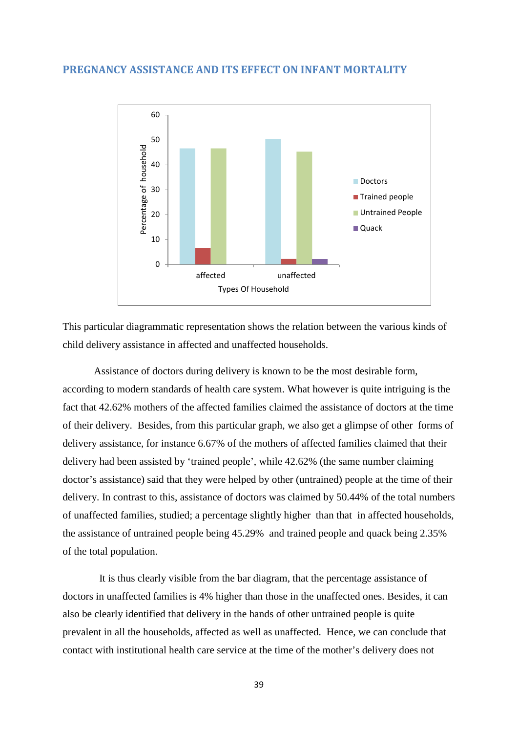## PREGNANCY ASSISTANCE AND ITS EFFECT ON INFANT MORTALITY

This particular diagrammatic representation shows the relation between the various kinds of child delivery assistance in affected and unaffected households.

Assistance of doctors during delivery is known to be the most desirable form, according to modern standards of health care system. What however is quite intriguing is the fact that 42.62% mothers of the affected families claimed the assistance of doctors at the time of their delivery. Besides, from this particular graph, we also get a glimpse of other forms of delivery assistance, for instance 6.67% of the mothers of affected families claimed that their delivery had been assisted by 'trained people', while 42.62% (the same number claiming doctor's assistance) said that they were helped by other (untrained) people at the time of their delivery. In contrast to this, assistance of doctors was claimed by 50.44% of the total numbers of unaffected families, studied; a percentage slightly higher than that in affected households, the assistance of untrained people being 45.29% and trained people and quack being 2.35% of the total population.

It is thus clearly visible from the bar diagram, that the percentage assistance of doctors in unaffected families is 4% higher than those in the unaffected ones. Besides, it can also be clearly identified that delivery in the hands of other untrained people is quite prevalent in all the households, affected as well as unaffected. Hence, we can conclude that contact with institutional health care service at the time of the mother's delivery does not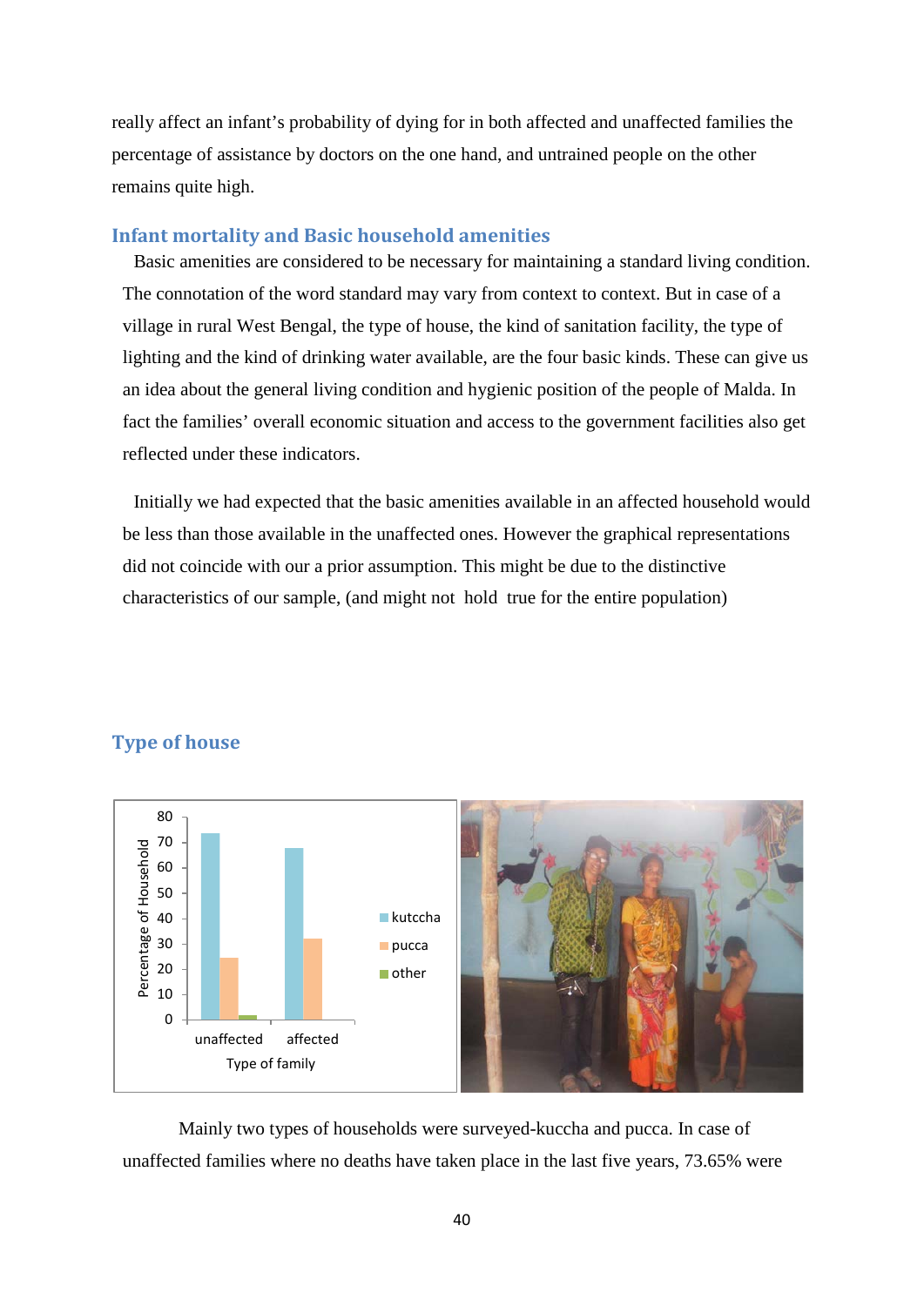really affect an infant's probability of dying for in both affected and unaffected families the percentage of assistance by doctors on the one hand, and untrained people on the other remains quite high.

## Infant mortality and Basic household amenities

Basic amenities are considered to be necessary for maintaining a standard living condition. The connotation of the word standard may vary from context to context. But in case of a village in rural West Bengal, the type of house, the kind of sanitation facility, the type of lighting and the kind of drinking water available, are the four basic kinds. These can give us an idea about the general living condition and hygienic position of the people of Malda. In fact the families' overall economic situation and access to the government facilities also get reflected under these indicators.

Initially we had expected that the basic amenities available in an affected household would be less than those available in the unaffected ones. However the graphical representations did not coincide with our a prior assumption. This might be due to the distinctive characteristics of our sample, (and might not hold true for the entire population)

## Type of house

Mainly two types of households were surveyed-kuccha and pucca. In case of unaffected families where no deaths have taken place in the last five years, 73.65% were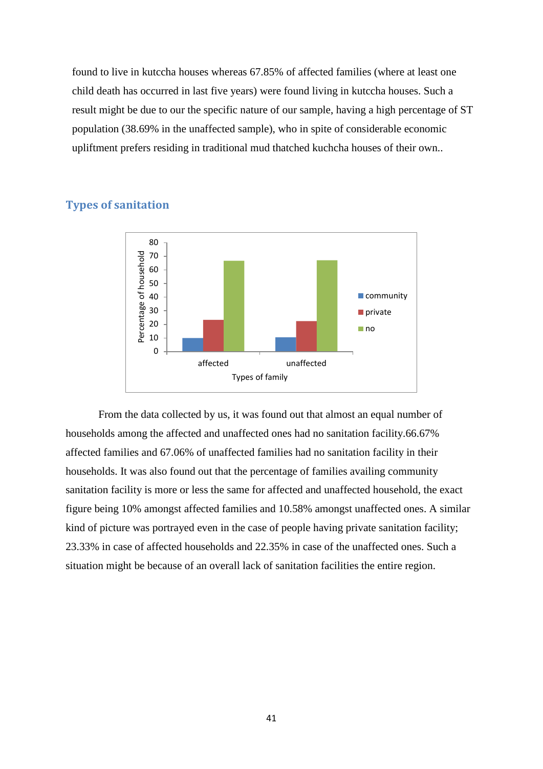found to live in kutccha houses whereas 67.85% of affected families (where at least one child death has occurred in last five years) were found living in kutccha houses. Such a result might be due to our the specific nature of our sample, having a high percentage of ST population (38.69% in the unaffected sample), who in spite of considerable economic upliftment prefers residing in traditional mud thatched kuchcha houses of their own..

## Types of sanitation

From the data collected by us, it was found out that almost an equal number of households among the affected and unaffected ones had no sanitation facility.66.67% affected families and 67.06% of unaffected families had no sanitation facility in their households. It was also found out that the percentage of families availing community sanitation facility is more or less the same for affected and unaffected household, the exact figure being 10% amongst affected families and 10.58% amongst unaffected ones. A similar kind of picture was portrayed even in the case of people having private sanitation facility; 23.33% in case of affected households and 22.35% in case of the unaffected ones. Such a situation might be because of an overall lack of sanitation facilities the entire region.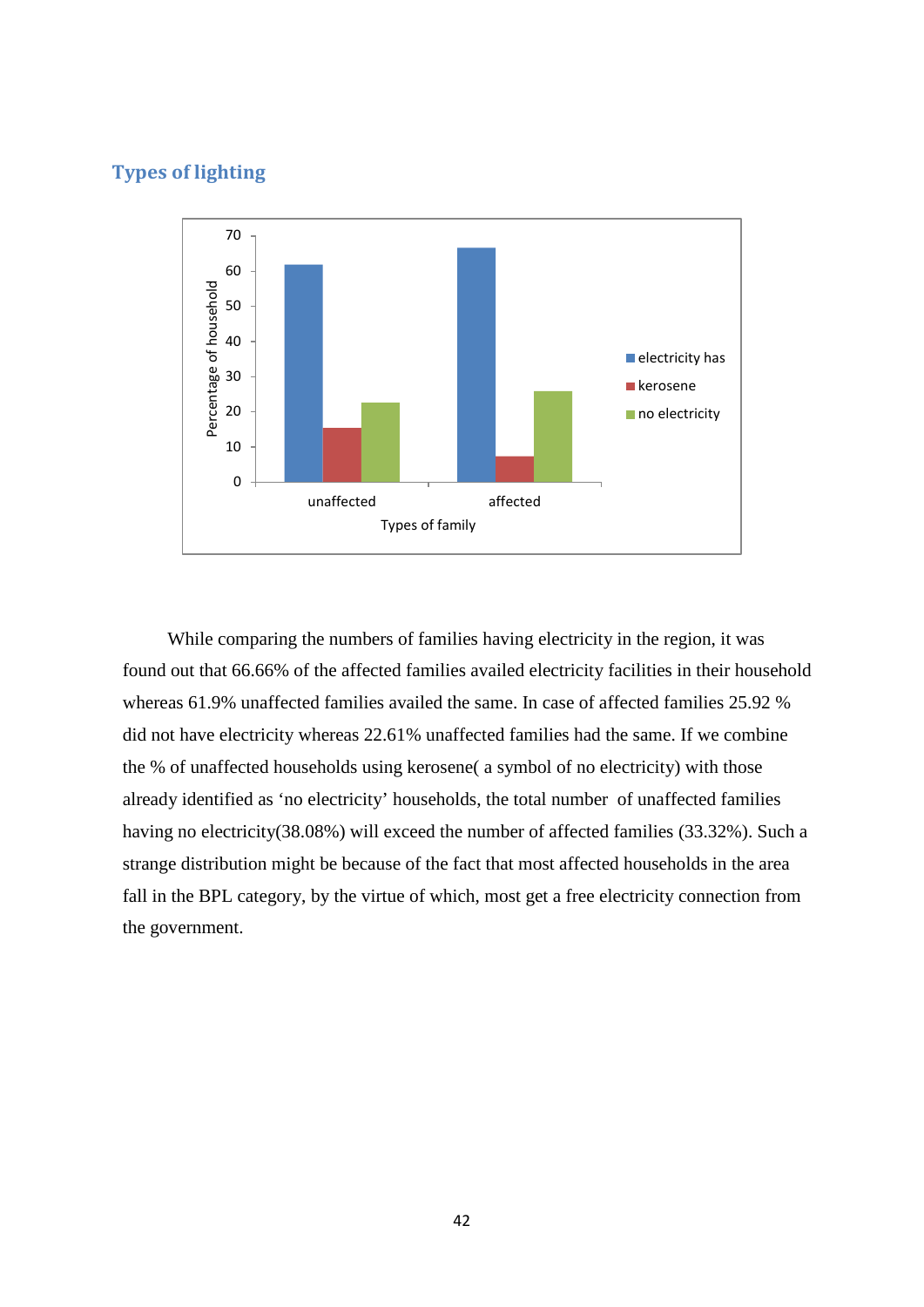## Types of lighting

While comparing the numbers of families having electricity in the region, it was found out that 66.66% of the affected families availed electricity facilities in their household whereas 61.9% unaffected families availed the same. In case of affected families 25.92 % did not have electricity whereas 22.61% unaffected families had the same. If we combine the % of unaffected households using kerosene( a symbol of no electricity) with those already identified as 'no electricity' households, the total number of unaffected families having no electricity(38.08%) will exceed the number of affected families (33.32%). Such a strange distribution might be because of the fact that most affected households in the area fall in the BPL category, by the virtue of which, most get a free electricity connection from the government.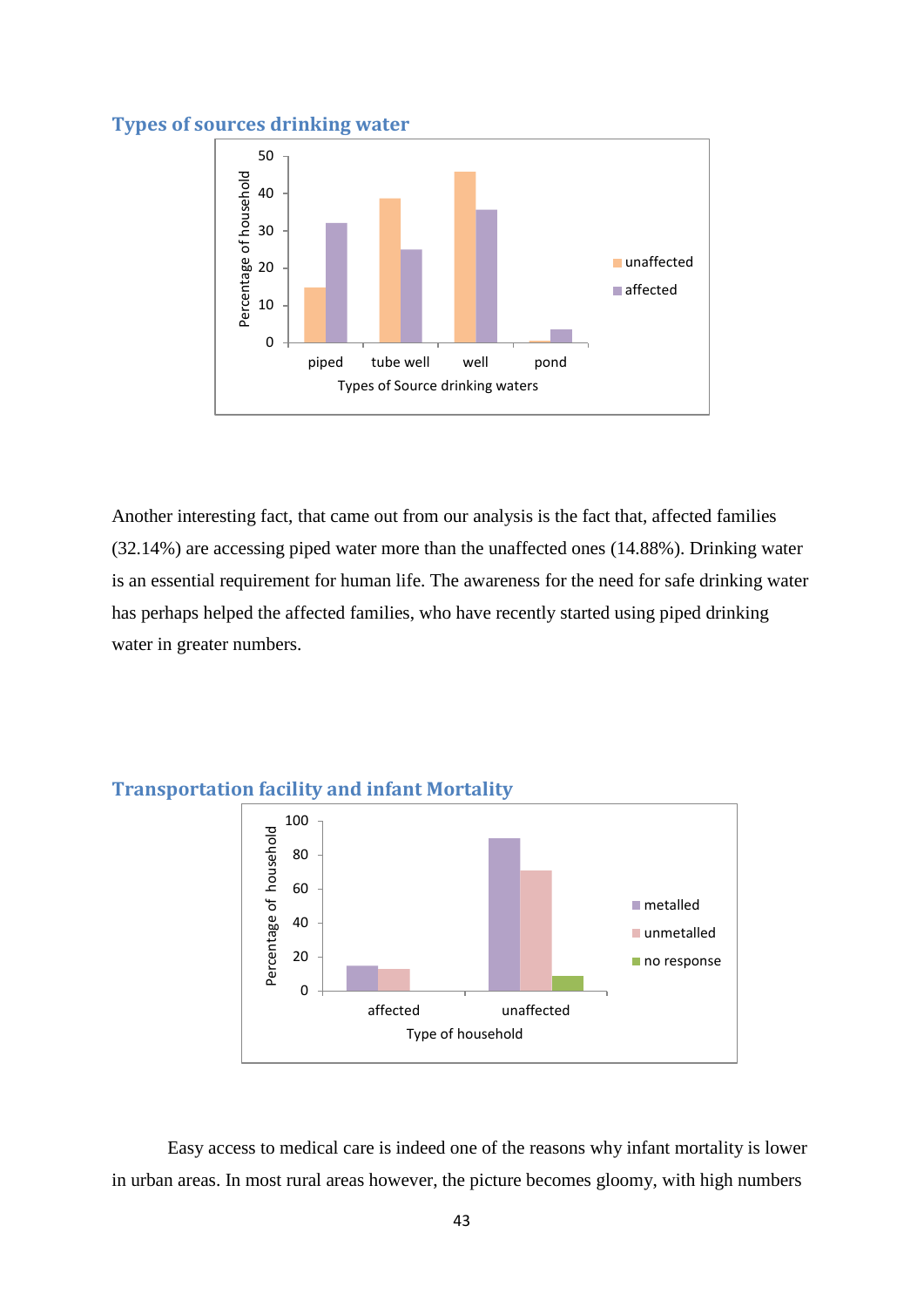## Types of sources drinking water

Another interesting fact, that came out from our analysis is the fact that, affected families (32.14%) are accessing piped water more than the unaffected ones (14.88%). Drinking water is an essential requirement for human life. The awareness for the need for safe drinking water has perhaps helped the affected families, who have recently started using piped drinking water in greater numbers.

## Transportation facility and infant Mortality

Easy access to medical care is indeed one of the reasons why infant mortality is lower in urban areas. In most rural areas however, the picture becomes gloomy, with high numbers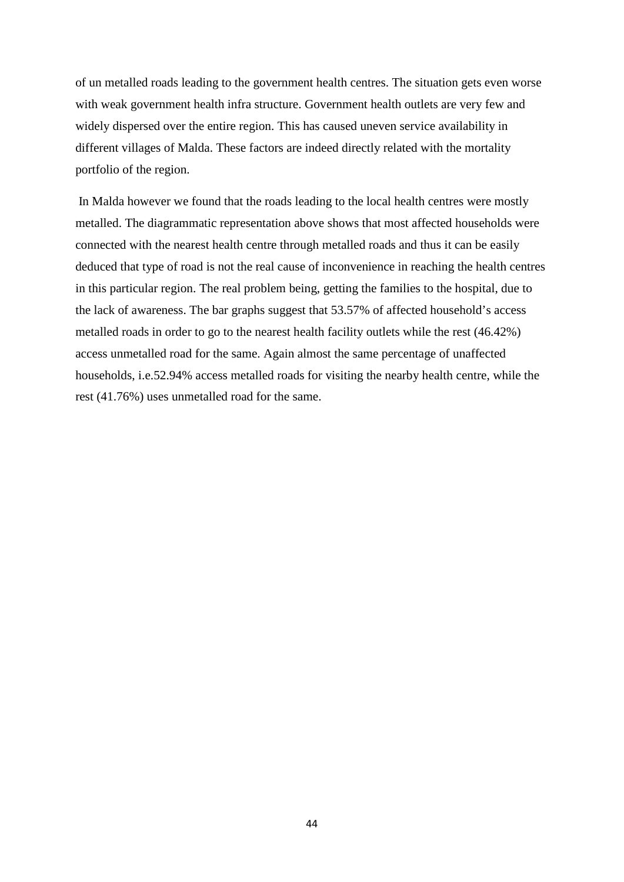of un metalled roads leading to the government health centres. The situation gets even worse with weak government health infra structure. Government health outlets are very few and widely dispersed over the entire region. This has caused uneven service availability in different villages of Malda. These factors are indeed directly related with the mortality portfolio of the region.

In Malda however we found that the roads leading to the local health centres were mostly metalled. The diagrammatic representation above shows that most affected households were connected with the nearest health centre through metalled roads and thus it can be easily deduced that type of road is not the real cause of inconvenience in reaching the health centres in this particular region. The real problem being, getting the families to the hospital, due to the lack of awareness. The bar graphs suggest that 53.57% of affected household's access metalled roads in order to go to the nearest health facility outlets while the rest (46.42%) access unmetalled road for the same. Again almost the same percentage of unaffected households, i.e.52.94% access metalled roads for visiting the nearby health centre, while the rest (41.76%) uses unmetalled road for the same.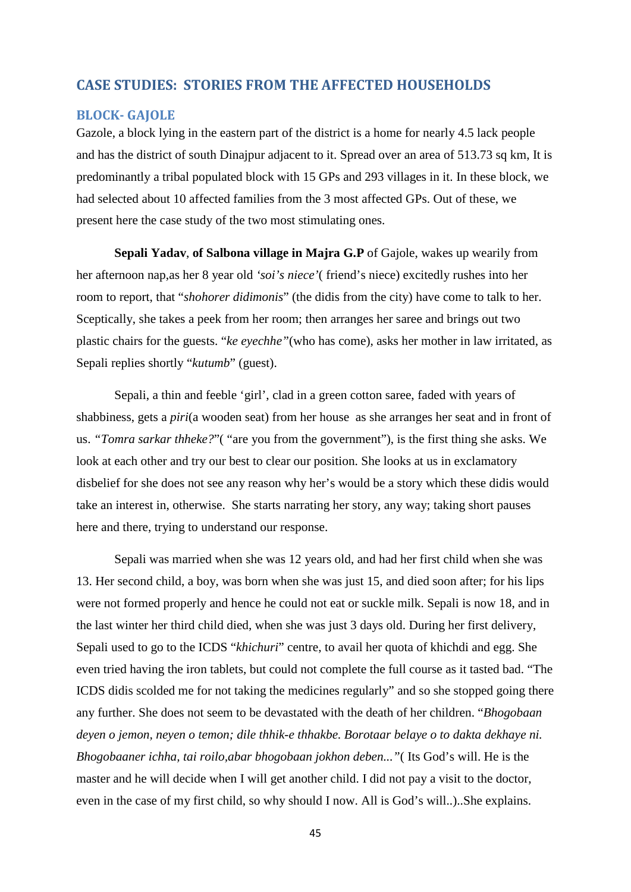## CASE STUDIES: STORIES FROM THE AFFECTED HOUSEHOLDS

### BLOCK- GAJOLE

Gazole, a block lying in the eastern part of the district is a home for nearly 4.5 lack people and has the district of south Dinajpur adjacent to it. Spread over an area of 513.73 sq km, It is predominantly a tribal populated block with 15 GPs and 293 villages in it. In these block, we had selected about 10 affected families from the 3 most affected GPs. Out of these, we present here the case study of the two most stimulating ones.

**Sepali Yadav**, **of Salbona village in Majra G.P** of Gajole, wakes up wearily from her afternoon nap,as her 8 year old *'soi's niece'*( friend's niece) excitedly rushes into her room to report, that "*shohorer didimonis*" (the didis from the city) have come to talk to her. Sceptically, she takes a peek from her room; then arranges her saree and brings out two plastic chairs for the guests. "*ke eyechhe"*(who has come), asks her mother in law irritated, as Sepali replies shortly "*kutumb*" (guest).

Sepali, a thin and feeble 'girl', clad in a green cotton saree, faded with years of shabbiness, gets a *piri*(a wooden seat) from her house as she arranges her seat and in front of us. *"Tomra sarkar thheke?*"( "are you from the government"), is the first thing she asks. We look at each other and try our best to clear our position. She looks at us in exclamatory disbelief for she does not see any reason why her's would be a story which these didis would take an interest in, otherwise. She starts narrating her story, any way; taking short pauses here and there, trying to understand our response.

Sepali was married when she was 12 years old, and had her first child when she was 13. Her second child, a boy, was born when she was just 15, and died soon after; for his lips were not formed properly and hence he could not eat or suckle milk. Sepali is now 18, and in the last winter her third child died, when she was just 3 days old. During her first delivery, Sepali used to go to the ICDS "*khichuri*" centre, to avail her quota of khichdi and egg. She even tried having the iron tablets, but could not complete the full course as it tasted bad. "The ICDS didis scolded me for not taking the medicines regularly" and so she stopped going there any further. She does not seem to be devastated with the death of her children. "*Bhogobaan deyen o jemon, neyen o temon; dile thhik-e thhakbe. Borotaar belaye o to dakta dekhaye ni. Bhogobaaner ichha, tai roilo,abar bhogobaan jokhon deben..."*( Its God's will. He is the master and he will decide when I will get another child. I did not pay a visit to the doctor, even in the case of my first child, so why should I now. All is God's will..)..She explains.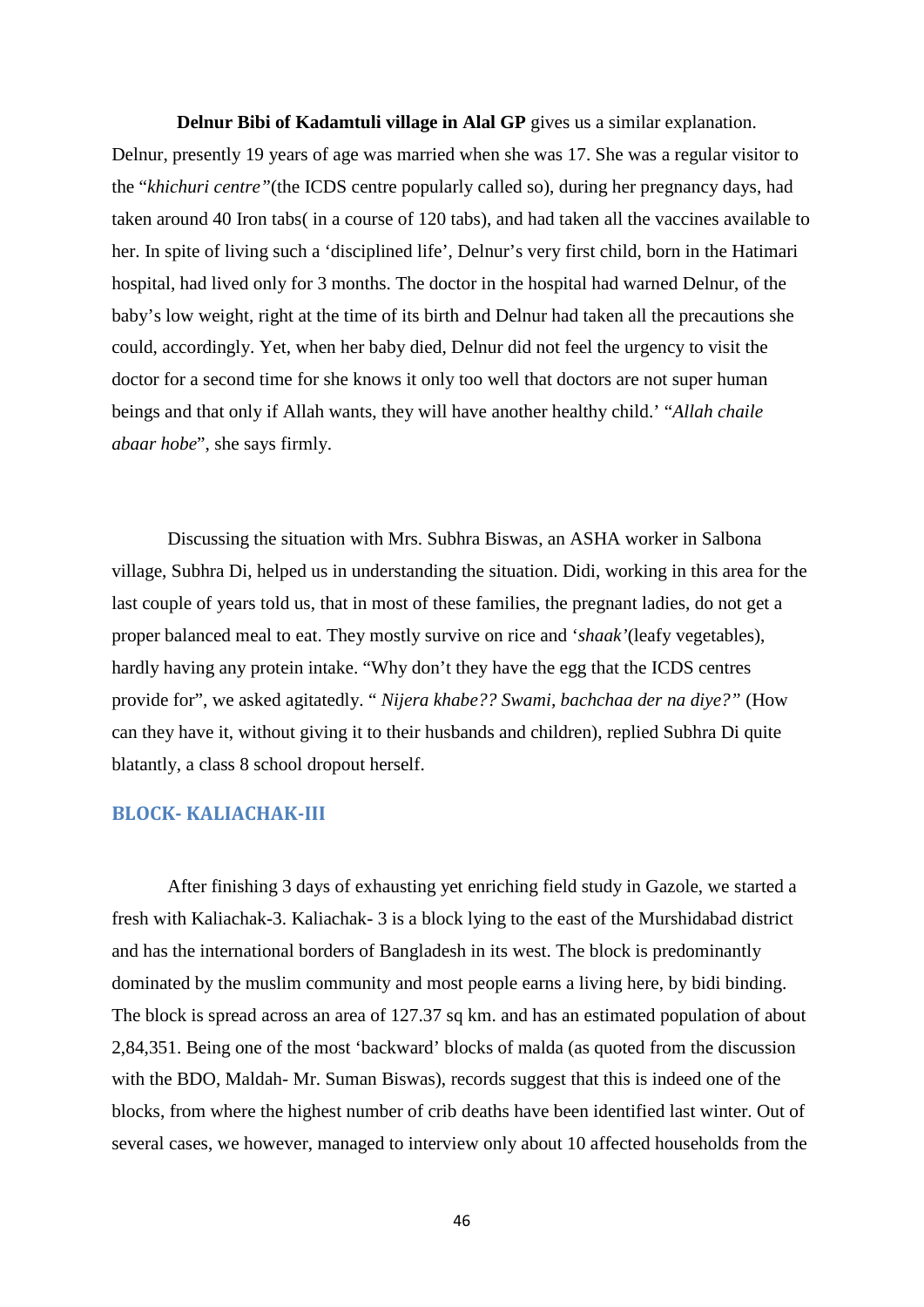**Delnur Bibi of Kadamtuli village in Alal GP** gives us a similar explanation. Delnur, presently 19 years of age was married when she was 17. She was a regular visitor to the "*khichuri centre"*(the ICDS centre popularly called so), during her pregnancy days, had taken around 40 Iron tabs( in a course of 120 tabs), and had taken all the vaccines available to her. In spite of living such a 'disciplined life', Delnur's very first child, born in the Hatimari hospital, had lived only for 3 months. The doctor in the hospital had warned Delnur, of the baby's low weight, right at the time of its birth and Delnur had taken all the precautions she could, accordingly. Yet, when her baby died, Delnur did not feel the urgency to visit the doctor for a second time for she knows it only too well that doctors are not super human beings and that only if Allah wants, they will have another healthy child.' "*Allah chaile abaar hobe*", she says firmly.

Discussing the situation with Mrs. Subhra Biswas, an ASHA worker in Salbona village, Subhra Di, helped us in understanding the situation. Didi, working in this area for the last couple of years told us, that in most of these families, the pregnant ladies, do not get a proper balanced meal to eat. They mostly survive on rice and '*shaak'*(leafy vegetables), hardly having any protein intake. "Why don't they have the egg that the ICDS centres provide for", we asked agitatedly. " *Nijera khabe?? Swami, bachchaa der na diye?"* (How can they have it, without giving it to their husbands and children), replied Subhra Di quite blatantly, a class 8 school dropout herself.

## BLOCK- KALIACHAK-III

After finishing 3 days of exhausting yet enriching field study in Gazole, we started a fresh with Kaliachak-3. Kaliachak- 3 is a block lying to the east of the Murshidabad district and has the international borders of Bangladesh in its west. The block is predominantly dominated by the muslim community and most people earns a living here, by bidi binding. The block is spread across an area of 127.37 sq km. and has an estimated population of about 2,84,351. Being one of the most 'backward' blocks of malda (as quoted from the discussion with the BDO, Maldah- Mr. Suman Biswas), records suggest that this is indeed one of the blocks, from where the highest number of crib deaths have been identified last winter. Out of several cases, we however, managed to interview only about 10 affected households from the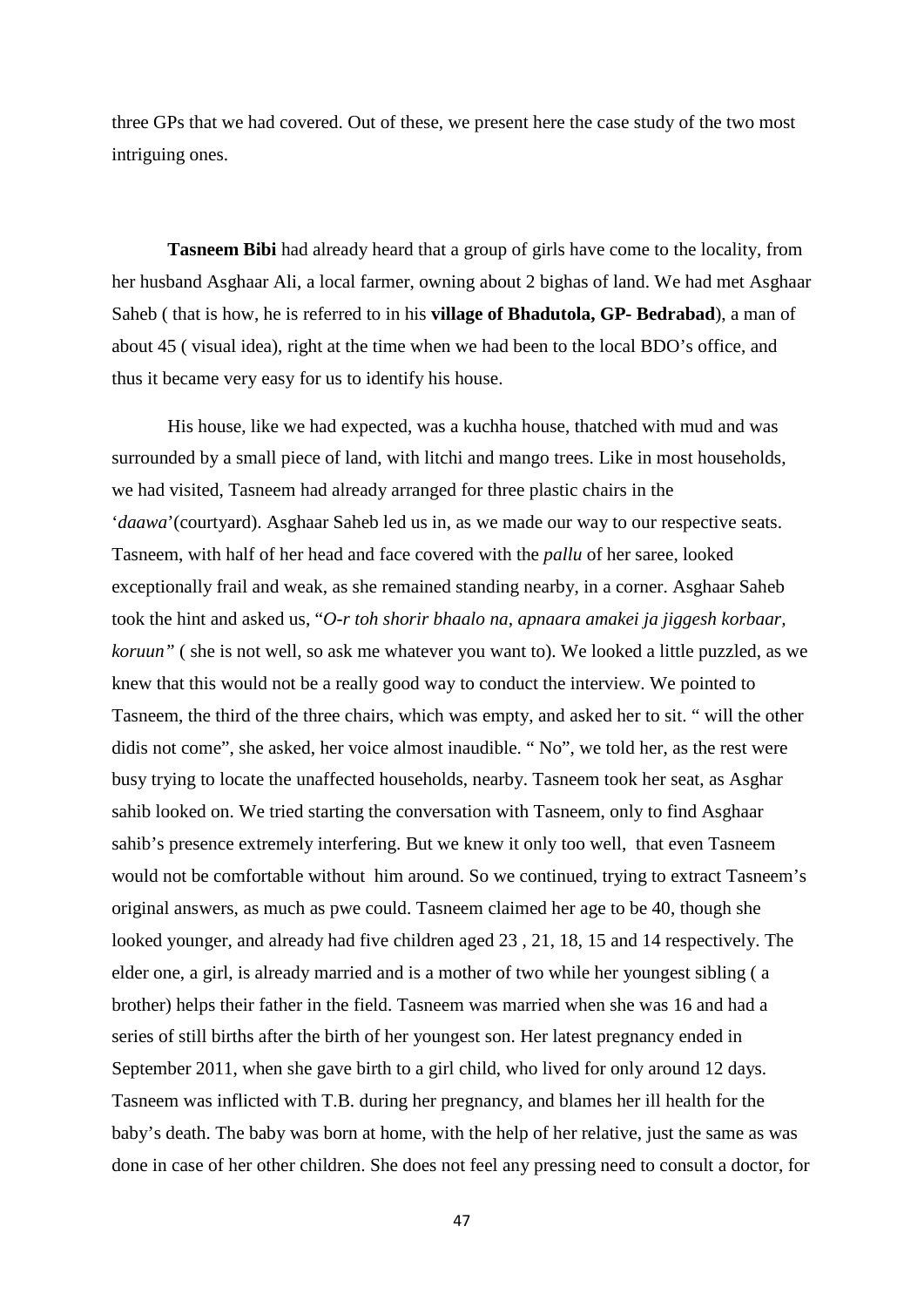three GPs that we had covered. Out of these, we present here the case study of the two most intriguing ones.

**Tasneem Bibi** had already heard that a group of girls have come to the locality, from her husband Asghaar Ali, a local farmer, owning about 2 bighas of land. We had met Asghaar Saheb ( that is how, he is referred to in his **village of Bhadutola, GP- Bedrabad**), a man of about 45 ( visual idea), right at the time when we had been to the local BDO's office, and thus it became very easy for us to identify his house.

His house, like we had expected, was a kuchha house, thatched with mud and was surrounded by a small piece of land, with litchi and mango trees. Like in most households, we had visited, Tasneem had already arranged for three plastic chairs in the '*daawa*'(courtyard). Asghaar Saheb led us in, as we made our way to our respective seats. Tasneem, with half of her head and face covered with the *pallu* of her saree, looked exceptionally frail and weak, as she remained standing nearby, in a corner. Asghaar Saheb took the hint and asked us, "*O-r toh shorir bhaalo na, apnaara amakei ja jiggesh korbaar, koruun"* ( she is not well, so ask me whatever you want to). We looked a little puzzled, as we knew that this would not be a really good way to conduct the interview. We pointed to Tasneem, the third of the three chairs, which was empty, and asked her to sit. " will the other didis not come", she asked, her voice almost inaudible. " No", we told her, as the rest were busy trying to locate the unaffected households, nearby. Tasneem took her seat, as Asghar sahib looked on. We tried starting the conversation with Tasneem, only to find Asghaar sahib's presence extremely interfering. But we knew it only too well, that even Tasneem would not be comfortable without him around. So we continued, trying to extract Tasneem's original answers, as much as pwe could. Tasneem claimed her age to be 40, though she looked younger, and already had five children aged 23 , 21, 18, 15 and 14 respectively. The elder one, a girl, is already married and is a mother of two while her youngest sibling ( a brother) helps their father in the field. Tasneem was married when she was 16 and had a series of still births after the birth of her youngest son. Her latest pregnancy ended in September 2011, when she gave birth to a girl child, who lived for only around 12 days. Tasneem was inflicted with T.B. during her pregnancy, and blames her ill health for the baby's death. The baby was born at home, with the help of her relative, just the same as was done in case of her other children. She does not feel any pressing need to consult a doctor, for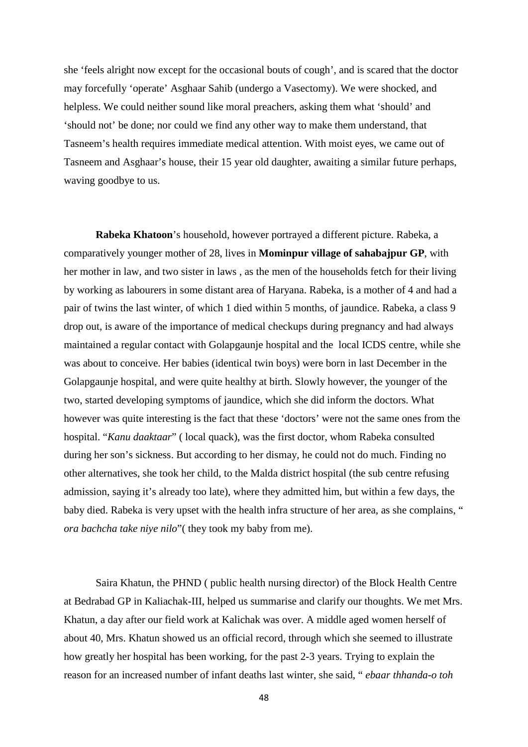she 'feels alright now except for the occasional bouts of cough', and is scared that the doctor may forcefully 'operate' Asghaar Sahib (undergo a Vasectomy). We were shocked, and helpless. We could neither sound like moral preachers, asking them what 'should' and 'should not' be done; nor could we find any other way to make them understand, that Tasneem's health requires immediate medical attention. With moist eyes, we came out of Tasneem and Asghaar's house, their 15 year old daughter, awaiting a similar future perhaps, waving goodbye to us.

**Rabeka Khatoon**'s household, however portrayed a different picture. Rabeka, a comparatively younger mother of 28, lives in **Mominpur village of sahabajpur GP**, with her mother in law, and two sister in laws , as the men of the households fetch for their living by working as labourers in some distant area of Haryana. Rabeka, is a mother of 4 and had a pair of twins the last winter, of which 1 died within 5 months, of jaundice. Rabeka, a class 9 drop out, is aware of the importance of medical checkups during pregnancy and had always maintained a regular contact with Golapgaunje hospital and the local ICDS centre, while she was about to conceive. Her babies (identical twin boys) were born in last December in the Golapgaunje hospital, and were quite healthy at birth. Slowly however, the younger of the two, started developing symptoms of jaundice, which she did inform the doctors. What however was quite interesting is the fact that these 'doctors' were not the same ones from the hospital. "*Kanu daaktaar*" ( local quack), was the first doctor, whom Rabeka consulted during her son's sickness. But according to her dismay, he could not do much. Finding no other alternatives, she took her child, to the Malda district hospital (the sub centre refusing admission, saying it's already too late), where they admitted him, but within a few days, the baby died. Rabeka is very upset with the health infra structure of her area, as she complains, " *ora bachcha take niye nilo*"( they took my baby from me).

Saira Khatun, the PHND ( public health nursing director) of the Block Health Centre at Bedrabad GP in Kaliachak-III, helped us summarise and clarify our thoughts. We met Mrs. Khatun, a day after our field work at Kalichak was over. A middle aged women herself of about 40, Mrs. Khatun showed us an official record, through which she seemed to illustrate how greatly her hospital has been working, for the past 2-3 years. Trying to explain the reason for an increased number of infant deaths last winter, she said, " *ebaar thhanda-o toh*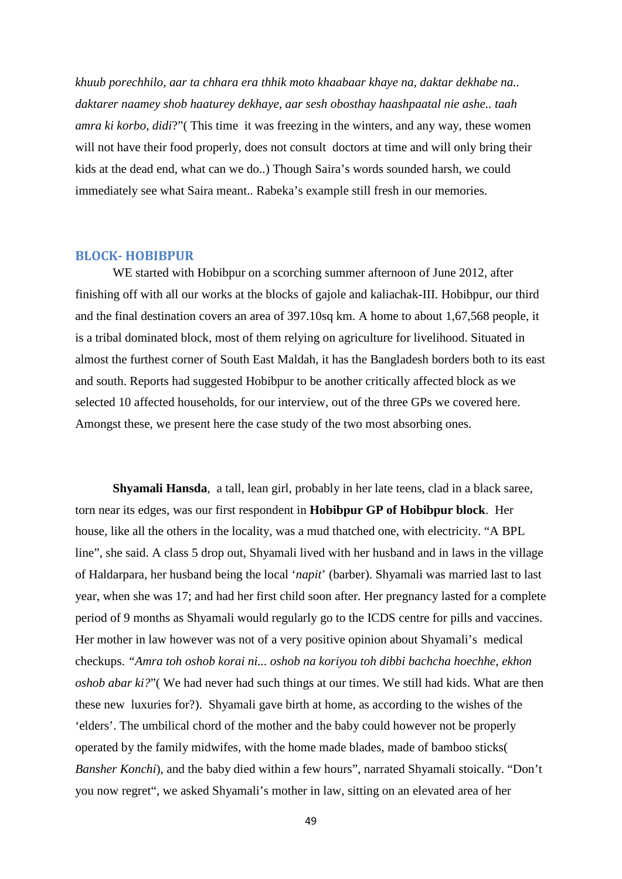*khuub porechhilo, aar ta chhara era thhik moto khaabaar khaye na, daktar dekhabe na.. daktarer naamey shob haaturey dekhaye, aar sesh obosthay haashpaatal nie ashe.. taah amra ki korbo, didi*?"( This time it was freezing in the winters, and any way, these women will not have their food properly, does not consult doctors at time and will only bring their kids at the dead end, what can we do..) Though Saira's words sounded harsh, we could immediately see what Saira meant.. Rabeka's example still fresh in our memories.

## BLOCK- HOBIBPUR

WE started with Hobibpur on a scorching summer afternoon of June 2012, after finishing off with all our works at the blocks of gajole and kaliachak-III. Hobibpur, our third and the final destination covers an area of 397.10sq km. A home to about 1,67,568 people, it is a tribal dominated block, most of them relying on agriculture for livelihood. Situated in almost the furthest corner of South East Maldah, it has the Bangladesh borders both to its east and south. Reports had suggested Hobibpur to be another critically affected block as we selected 10 affected households, for our interview, out of the three GPs we covered here. Amongst these, we present here the case study of the two most absorbing ones.

**Shyamali Hansda**, a tall, lean girl, probably in her late teens, clad in a black saree, torn near its edges, was our first respondent in **Hobibpur GP of Hobibpur block**. Her house, like all the others in the locality, was a mud thatched one, with electricity. "A BPL line", she said. A class 5 drop out, Shyamali lived with her husband and in laws in the village of Haldarpara, her husband being the local '*napit*' (barber). Shyamali was married last to last year, when she was 17; and had her first child soon after. Her pregnancy lasted for a complete period of 9 months as Shyamali would regularly go to the ICDS centre for pills and vaccines. Her mother in law however was not of a very positive opinion about Shyamali's medical checkups. "*Amra toh oshob korai ni... oshob na koriyou toh dibbi bachcha hoechhe, ekhon oshob abar ki?*"( We had never had such things at our times. We still had kids. What are then these new luxuries for?). Shyamali gave birth at home, as according to the wishes of the 'elders'. The umbilical chord of the mother and the baby could however not be properly operated by the family midwifes, with the home made blades, made of bamboo sticks( *Bansher Konchi*), and the baby died within a few hours", narrated Shyamali stoically. "Don't you now regret", we asked Shyamali's mother in law, sitting on an elevated area of her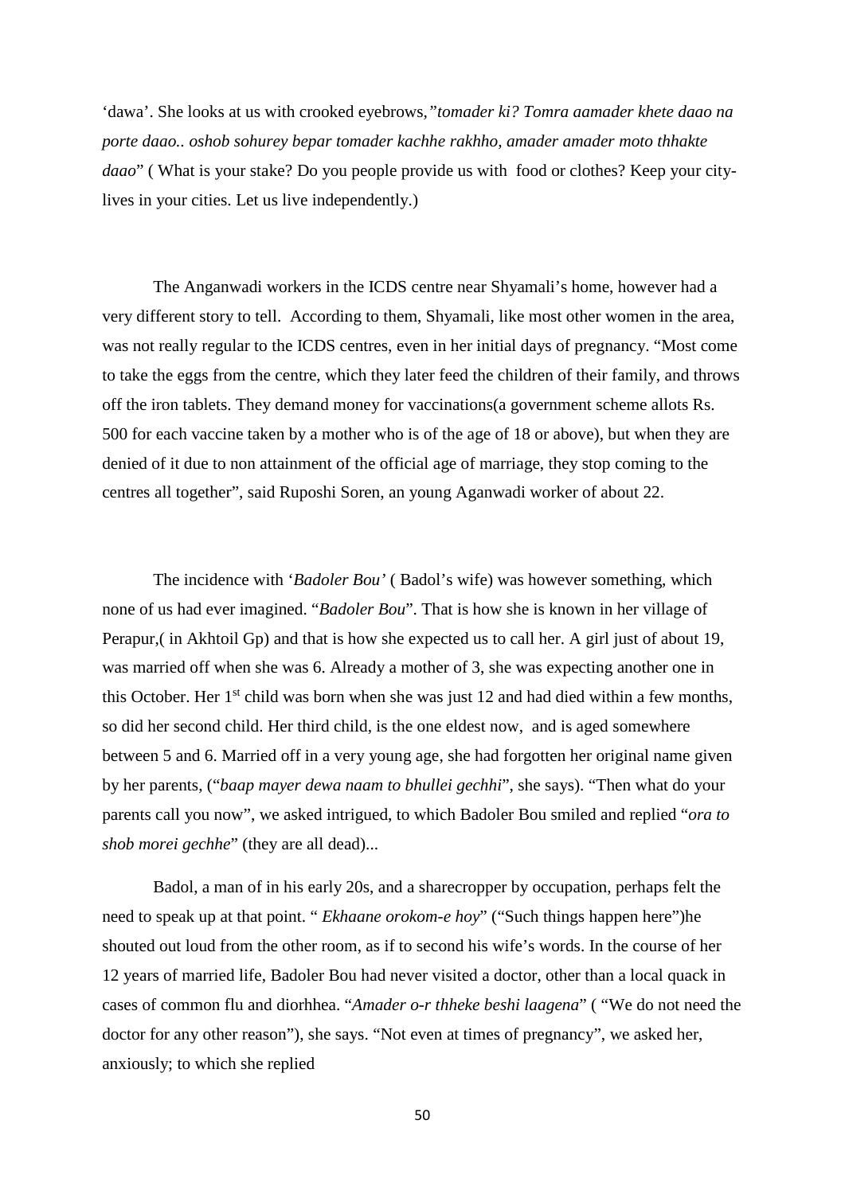'dawa'. She looks at us with crooked eyebrows,*"tomader ki? Tomra aamader khete daao na porte daao.. oshob sohurey bepar tomader kachhe rakhho, amader amader moto thhakte daao*" ( What is your stake? Do you people provide us with food or clothes? Keep your city-lives in your cities. Let us live independently.)

The Anganwadi workers in the ICDS centre near Shyamali's home, however had a very different story to tell. According to them, Shyamali, like most other women in the area, was not really regular to the ICDS centres, even in her initial days of pregnancy. "Most come to take the eggs from the centre, which they later feed the children of their family, and throws off the iron tablets. They demand money for vaccinations(a government scheme allots Rs. 500 for each vaccine taken by a mother who is of the age of 18 or above), but when they are denied of it due to non attainment of the official age of marriage, they stop coming to the centres all together", said Ruposhi Soren, an young Aganwadi worker of about 22.

The incidence with '*Badoler Bou'* ( Badol's wife) was however something, which none of us had ever imagined. "*Badoler Bou*". That is how she is known in her village of Perapur,( in Akhtoil Gp) and that is how she expected us to call her. A girl just of about 19, was married off when she was 6. Already a mother of 3, she was expecting another one in this October. Her 1st child was born when she was just 12 and had died within a few months, so did her second child. Her third child, is the one eldest now, and is aged somewhere between 5 and 6. Married off in a very young age, she had forgotten her original name given by her parents, ("*baap mayer dewa naam to bhullei gechhi*", she says). "Then what do your parents call you now", we asked intrigued, to which Badoler Bou smiled and replied "*ora to shob morei gechhe*" (they are all dead)...

Badol, a man of in his early 20s, and a sharecropper by occupation, perhaps felt the need to speak up at that point. " *Ekhaane orokom-e hoy*" ("Such things happen here")he shouted out loud from the other room, as if to second his wife's words. In the course of her 12 years of married life, Badoler Bou had never visited a doctor, other than a local quack in cases of common flu and diorhhea. "*Amader o-r thheke beshi laagena*" ( "We do not need the doctor for any other reason"), she says. "Not even at times of pregnancy", we asked her, anxiously; to which she replied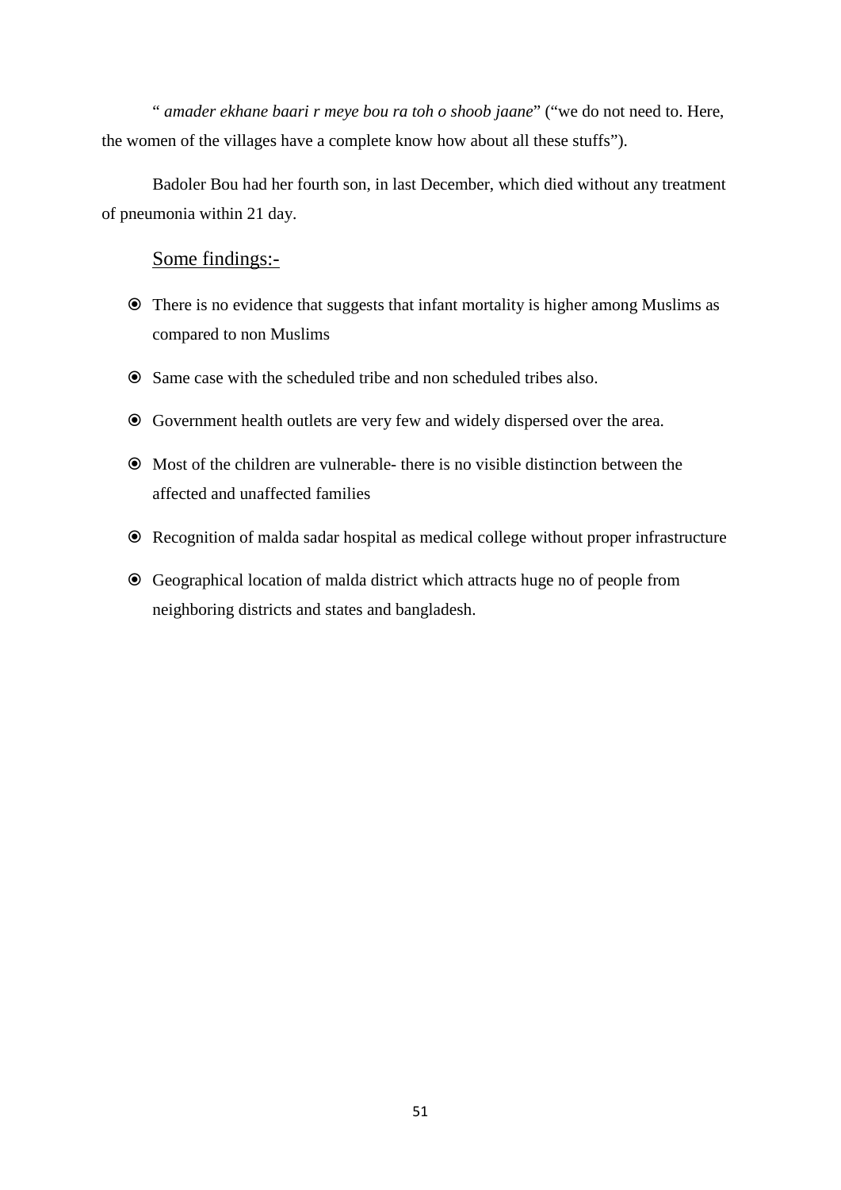" *amader ekhane baari r meye bou ra toh o shoob jaane*" ("we do not need to. Here, the women of the villages have a complete know how about all these stuffs").

Badoler Bou had her fourth son, in last December, which died without any treatment of pneumonia within 21 day.

## Some findings:-

- There is no evidence that suggests that infant mortality is higher among Muslims as compared to non Muslims
- Same case with the scheduled tribe and non scheduled tribes also.
- Government health outlets are very few and widely dispersed over the area.
- Most of the children are vulnerable- there is no visible distinction between the affected and unaffected families
- Recognition of malda sadar hospital as medical college without proper infrastructure
- Geographical location of malda district which attracts huge no of people from neighboring districts and states and bangladesh.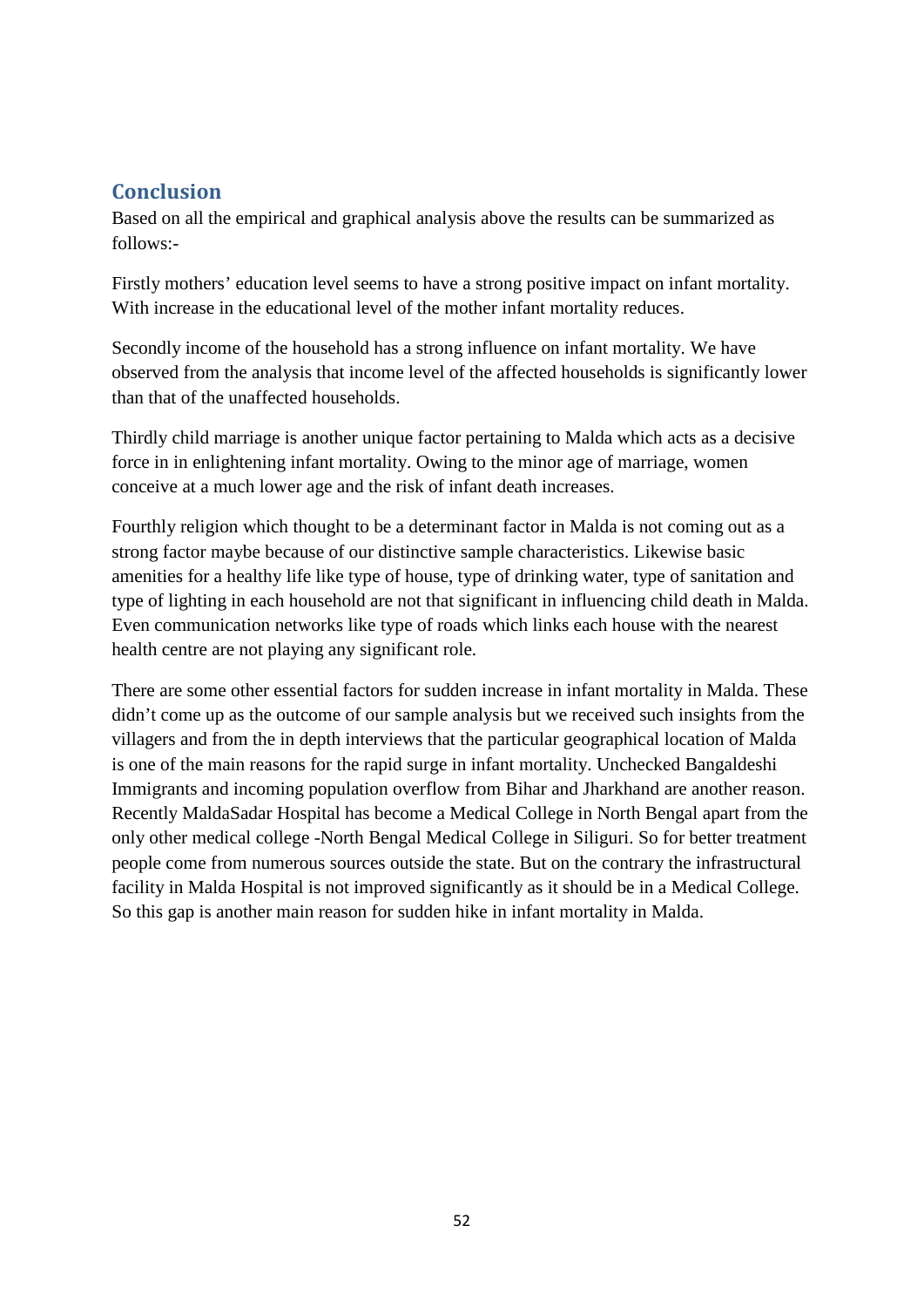## Conclusion

Based on all the empirical and graphical analysis above the results can be summarized as follows:-

Firstly mothers' education level seems to have a strong positive impact on infant mortality. With increase in the educational level of the mother infant mortality reduces.

Secondly income of the household has a strong influence on infant mortality. We have observed from the analysis that income level of the affected households is significantly lower than that of the unaffected households.

Thirdly child marriage is another unique factor pertaining to Malda which acts as a decisive force in in enlightening infant mortality. Owing to the minor age of marriage, women conceive at a much lower age and the risk of infant death increases.

Fourthly religion which thought to be a determinant factor in Malda is not coming out as a strong factor maybe because of our distinctive sample characteristics. Likewise basic amenities for a healthy life like type of house, type of drinking water, type of sanitation and type of lighting in each household are not that significant in influencing child death in Malda. Even communication networks like type of roads which links each house with the nearest health centre are not playing any significant role.

There are some other essential factors for sudden increase in infant mortality in Malda. These didn't come up as the outcome of our sample analysis but we received such insights from the villagers and from the in depth interviews that the particular geographical location of Malda is one of the main reasons for the rapid surge in infant mortality. Unchecked Bangaldeshi Immigrants and incoming population overflow from Bihar and Jharkhand are another reason. Recently MaldaSadar Hospital has become a Medical College in North Bengal apart from the only other medical college -North Bengal Medical College in Siliguri. So for better treatment people come from numerous sources outside the state. But on the contrary the infrastructural facility in Malda Hospital is not improved significantly as it should be in a Medical College. So this gap is another main reason for sudden hike in infant mortality in Malda.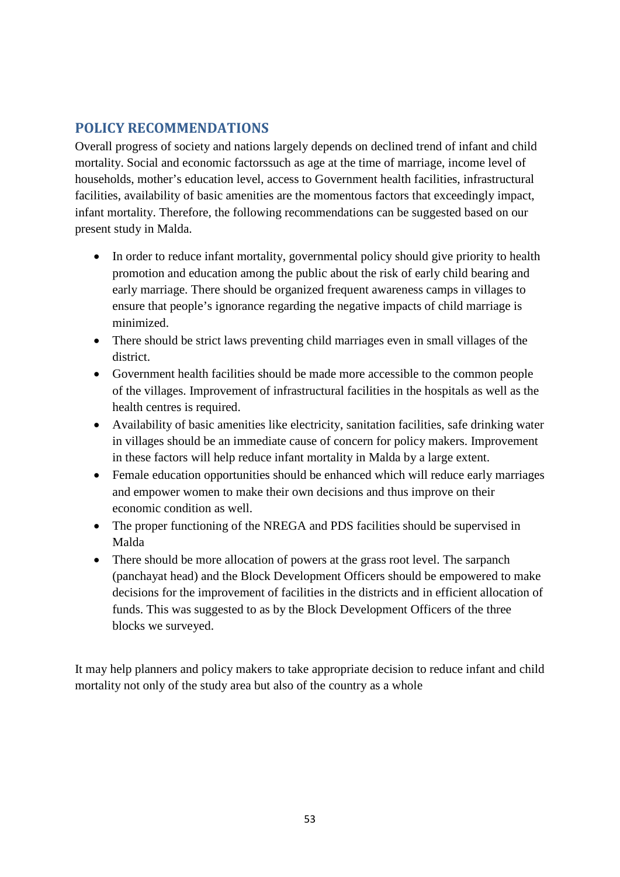## POLICY RECOMMENDATIONS

Overall progress of society and nations largely depends on declined trend of infant and child mortality. Social and economic factorssuch as age at the time of marriage, income level of households, mother's education level, access to Government health facilities, infrastructural facilities, availability of basic amenities are the momentous factors that exceedingly impact, infant mortality. Therefore, the following recommendations can be suggested based on our present study in Malda.

- In order to reduce infant mortality, governmental policy should give priority to health promotion and education among the public about the risk of early child bearing and early marriage. There should be organized frequent awareness camps in villages to ensure that people's ignorance regarding the negative impacts of child marriage is minimized.
- There should be strict laws preventing child marriages even in small villages of the district.
- Government health facilities should be made more accessible to the common people of the villages. Improvement of infrastructural facilities in the hospitals as well as the health centres is required.
- Availability of basic amenities like electricity, sanitation facilities, safe drinking water in villages should be an immediate cause of concern for policy makers. Improvement in these factors will help reduce infant mortality in Malda by a large extent.
- Female education opportunities should be enhanced which will reduce early marriages and empower women to make their own decisions and thus improve on their economic condition as well.
- The proper functioning of the NREGA and PDS facilities should be supervised in Malda
- There should be more allocation of powers at the grass root level. The sarpanch (panchayat head) and the Block Development Officers should be empowered to make decisions for the improvement of facilities in the districts and in efficient allocation of funds. This was suggested to as by the Block Development Officers of the three blocks we surveyed.

It may help planners and policy makers to take appropriate decision to reduce infant and child mortality not only of the study area but also of the country as a whole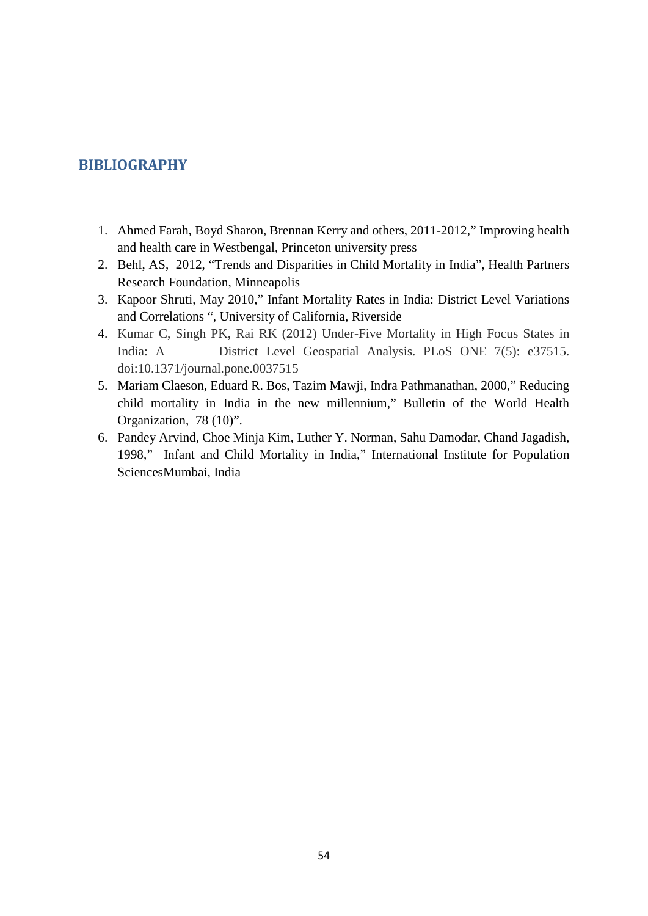## BIBLIOGRAPHY

1. Ahmed Farah, Boyd Sharon, Brennan Kerry and others, 2011-2012," Improving health and health care in Westbengal, Princeton university press
2. Behl, AS, 2012, "Trends and Disparities in Child Mortality in India", Health Partners Research Foundation, Minneapolis
3. Kapoor Shruti, May 2010," Infant Mortality Rates in India: District Level Variations and Correlations ", University of California, Riverside
4. Kumar C, Singh PK, Rai RK (2012) Under-Five Mortality in High Focus States in India: A District Level Geospatial Analysis. PLoS ONE 7(5): e37515. doi:10.1371/journal.pone.0037515
5. Mariam Claeson, Eduard R. Bos, Tazim Mawji, Indra Pathmanathan, 2000," Reducing child mortality in India in the new millennium," Bulletin of the World Health Organization, 78 (10)".
6. Pandey Arvind, Choe Minja Kim, Luther Y. Norman, Sahu Damodar, Chand Jagadish, 1998," Infant and Child Mortality in India," International Institute for Population SciencesMumbai, India